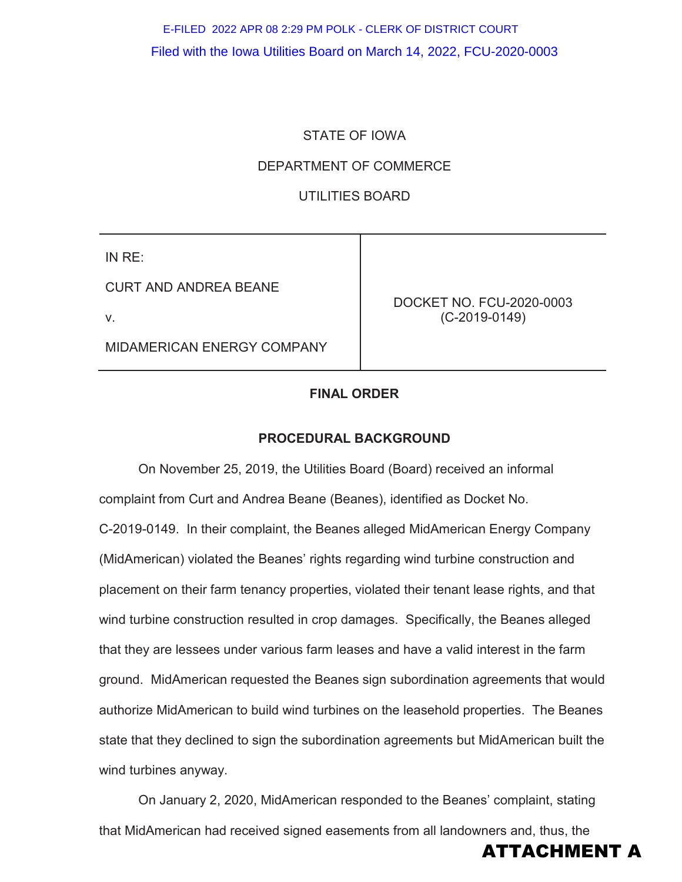E-FILED 2022 APR 08 2:29 PM POLK - CLERK OF DISTRICT COURT

Filed with the Iowa Utilities Board on March 14, 2022, FCU-2020-0003

STATE OF IOWA

DEPARTMENT OF COMMERCE

UTILITIES BOARD

| IN RE: CURT AND ANDREA BEANE v. MIDAMERICAN ENERGY COMPANY | DOCKET NO. FCU-2020-0003 (C-2019-0149) |
|---|---|

**FINAL ORDER**

**PROCEDURAL BACKGROUND**

On November 25, 2019, the Utilities Board (Board) received an informal complaint from Curt and Andrea Beane (Beanes), identified as Docket No. C-2019-0149. In their complaint, the Beanes alleged MidAmerican Energy Company (MidAmerican) violated the Beanes' rights regarding wind turbine construction and placement on their farm tenancy properties, violated their tenant lease rights, and that wind turbine construction resulted in crop damages. Specifically, the Beanes alleged that they are lessees under various farm leases and have a valid interest in the farm ground. MidAmerican requested the Beanes sign subordination agreements that would authorize MidAmerican to build wind turbines on the leasehold properties. The Beanes state that they declined to sign the subordination agreements but MidAmerican built the wind turbines anyway.

On January 2, 2020, MidAmerican responded to the Beanes' complaint, stating that MidAmerican had received signed easements from all landowners and, thus, the

**ATTACHMENT A**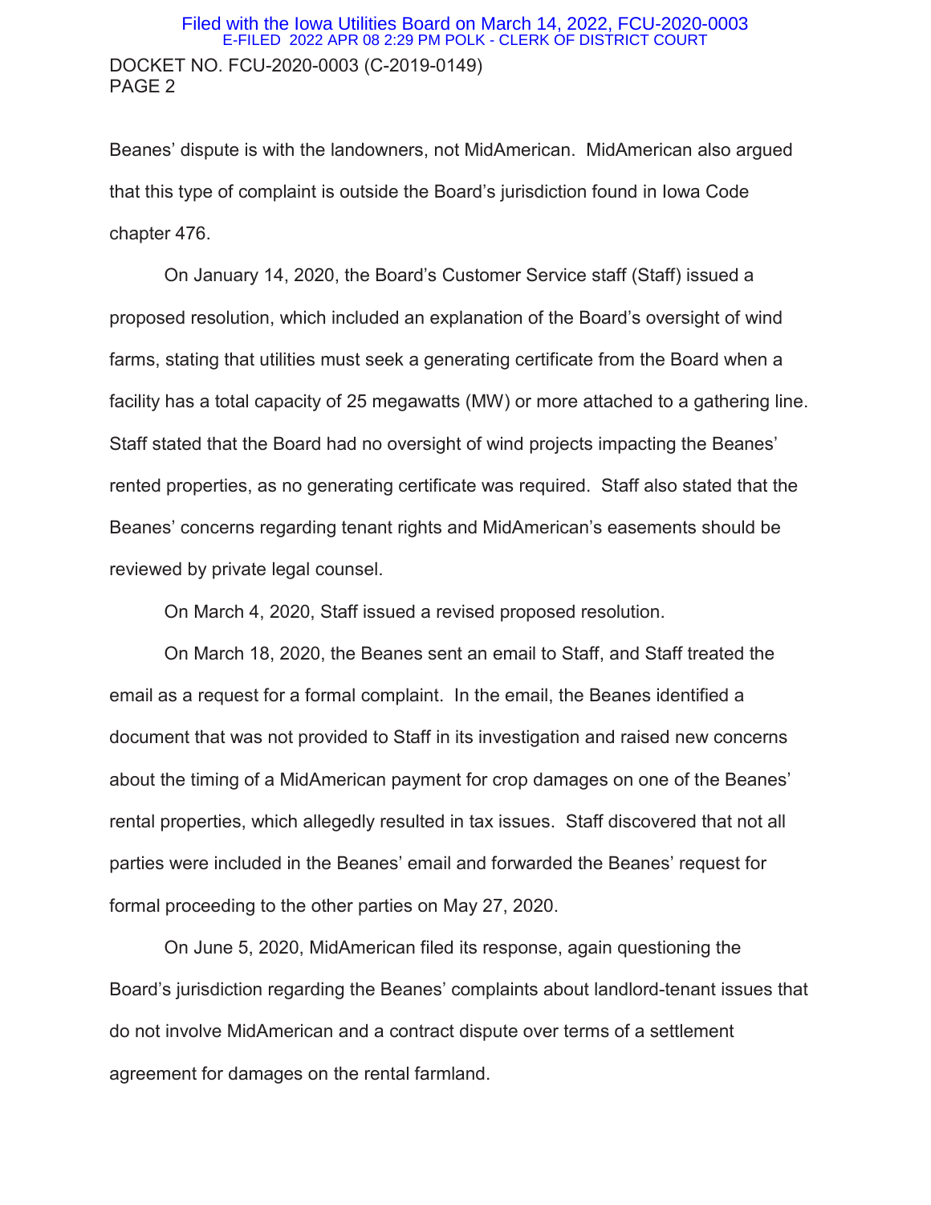Beanes' dispute is with the landowners, not MidAmerican. MidAmerican also argued that this type of complaint is outside the Board's jurisdiction found in Iowa Code chapter 476.

On January 14, 2020, the Board's Customer Service staff (Staff) issued a proposed resolution, which included an explanation of the Board's oversight of wind farms, stating that utilities must seek a generating certificate from the Board when a facility has a total capacity of 25 megawatts (MW) or more attached to a gathering line. Staff stated that the Board had no oversight of wind projects impacting the Beanes' rented properties, as no generating certificate was required. Staff also stated that the Beanes' concerns regarding tenant rights and MidAmerican's easements should be reviewed by private legal counsel.

On March 4, 2020, Staff issued a revised proposed resolution.

On March 18, 2020, the Beanes sent an email to Staff, and Staff treated the email as a request for a formal complaint. In the email, the Beanes identified a document that was not provided to Staff in its investigation and raised new concerns about the timing of a MidAmerican payment for crop damages on one of the Beanes' rental properties, which allegedly resulted in tax issues. Staff discovered that not all parties were included in the Beanes' email and forwarded the Beanes' request for formal proceeding to the other parties on May 27, 2020.

On June 5, 2020, MidAmerican filed its response, again questioning the Board's jurisdiction regarding the Beanes' complaints about landlord-tenant issues that do not involve MidAmerican and a contract dispute over terms of a settlement agreement for damages on the rental farmland.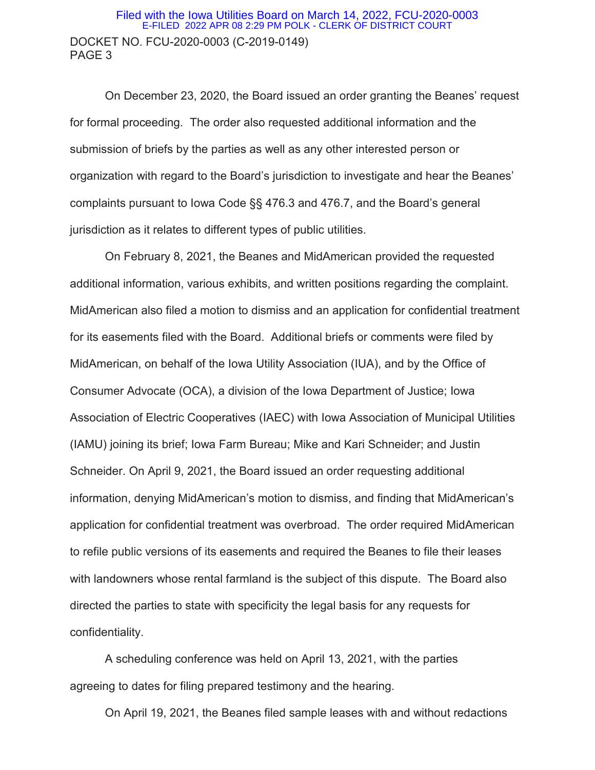On December 23, 2020, the Board issued an order granting the Beanes' request for formal proceeding. The order also requested additional information and the submission of briefs by the parties as well as any other interested person or organization with regard to the Board's jurisdiction to investigate and hear the Beanes' complaints pursuant to Iowa Code §§ 476.3 and 476.7, and the Board's general jurisdiction as it relates to different types of public utilities.

On February 8, 2021, the Beanes and MidAmerican provided the requested additional information, various exhibits, and written positions regarding the complaint. MidAmerican also filed a motion to dismiss and an application for confidential treatment for its easements filed with the Board. Additional briefs or comments were filed by MidAmerican, on behalf of the Iowa Utility Association (IUA), and by the Office of Consumer Advocate (OCA), a division of the Iowa Department of Justice; Iowa Association of Electric Cooperatives (IAEC) with Iowa Association of Municipal Utilities (IAMU) joining its brief; Iowa Farm Bureau; Mike and Kari Schneider; and Justin Schneider. On April 9, 2021, the Board issued an order requesting additional information, denying MidAmerican's motion to dismiss, and finding that MidAmerican's application for confidential treatment was overbroad. The order required MidAmerican to refile public versions of its easements and required the Beanes to file their leases with landowners whose rental farmland is the subject of this dispute. The Board also directed the parties to state with specificity the legal basis for any requests for confidentiality.

A scheduling conference was held on April 13, 2021, with the parties agreeing to dates for filing prepared testimony and the hearing.

On April 19, 2021, the Beanes filed sample leases with and without redactions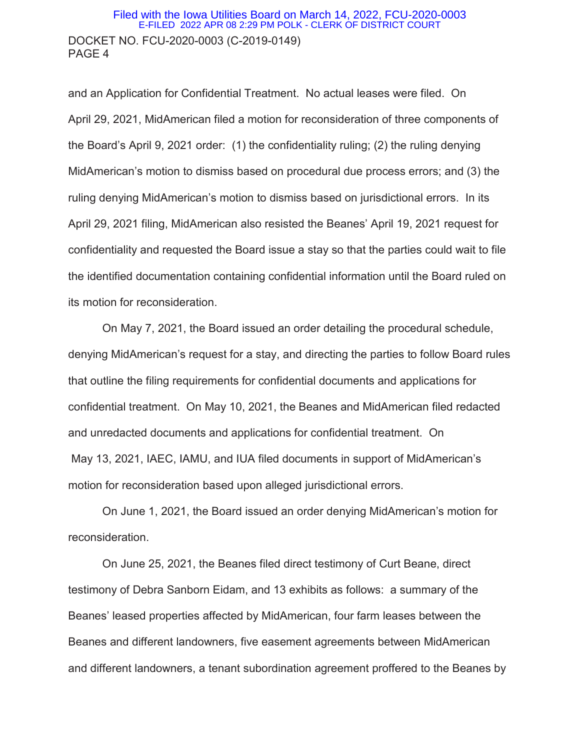and an Application for Confidential Treatment. No actual leases were filed. On April 29, 2021, MidAmerican filed a motion for reconsideration of three components of the Board's April 9, 2021 order: (1) the confidentiality ruling; (2) the ruling denying MidAmerican's motion to dismiss based on procedural due process errors; and (3) the ruling denying MidAmerican's motion to dismiss based on jurisdictional errors. In its April 29, 2021 filing, MidAmerican also resisted the Beanes' April 19, 2021 request for confidentiality and requested the Board issue a stay so that the parties could wait to file the identified documentation containing confidential information until the Board ruled on its motion for reconsideration.

On May 7, 2021, the Board issued an order detailing the procedural schedule, denying MidAmerican's request for a stay, and directing the parties to follow Board rules that outline the filing requirements for confidential documents and applications for confidential treatment. On May 10, 2021, the Beanes and MidAmerican filed redacted and unredacted documents and applications for confidential treatment. On May 13, 2021, IAEC, IAMU, and IUA filed documents in support of MidAmerican's motion for reconsideration based upon alleged jurisdictional errors.

On June 1, 2021, the Board issued an order denying MidAmerican's motion for reconsideration.

On June 25, 2021, the Beanes filed direct testimony of Curt Beane, direct testimony of Debra Sanborn Eidam, and 13 exhibits as follows: a summary of the Beanes' leased properties affected by MidAmerican, four farm leases between the Beanes and different landowners, five easement agreements between MidAmerican and different landowners, a tenant subordination agreement proffered to the Beanes by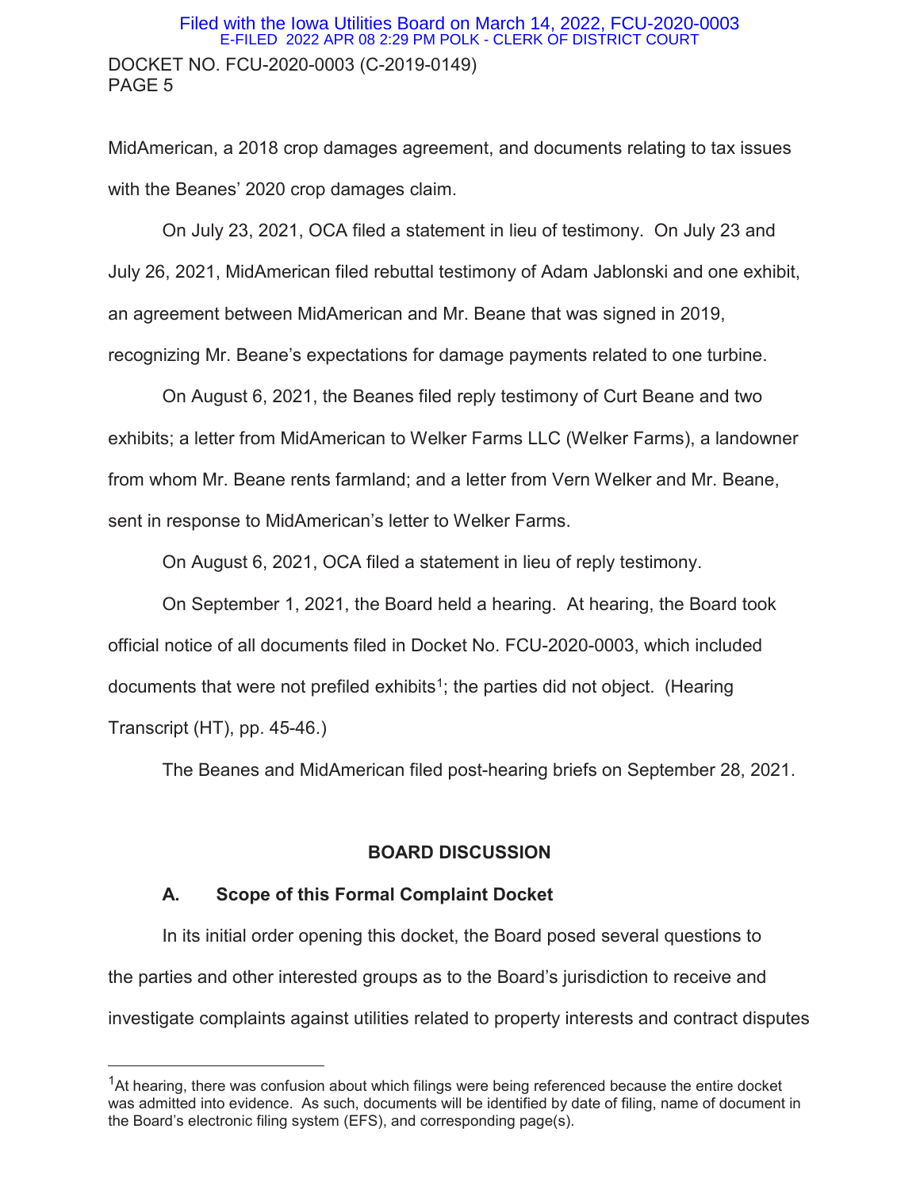MidAmerican, a 2018 crop damages agreement, and documents relating to tax issues with the Beanes' 2020 crop damages claim.

On July 23, 2021, OCA filed a statement in lieu of testimony. On July 23 and July 26, 2021, MidAmerican filed rebuttal testimony of Adam Jablonski and one exhibit, an agreement between MidAmerican and Mr. Beane that was signed in 2019, recognizing Mr. Beane's expectations for damage payments related to one turbine.

On August 6, 2021, the Beanes filed reply testimony of Curt Beane and two exhibits; a letter from MidAmerican to Welker Farms LLC (Welker Farms), a landowner from whom Mr. Beane rents farmland; and a letter from Vern Welker and Mr. Beane, sent in response to MidAmerican's letter to Welker Farms.

On August 6, 2021, OCA filed a statement in lieu of reply testimony.

On September 1, 2021, the Board held a hearing. At hearing, the Board took official notice of all documents filed in Docket No. FCU-2020-0003, which included documents that were not prefiled exhibits[1]; the parties did not object. (Hearing Transcript (HT), pp. 45-46.)

The Beanes and MidAmerican filed post-hearing briefs on September 28, 2021.

## BOARD DISCUSSION

### A. Scope of this Formal Complaint Docket

In its initial order opening this docket, the Board posed several questions to the parties and other interested groups as to the Board's jurisdiction to receive and investigate complaints against utilities related to property interests and contract disputes

[1] At hearing, there was confusion about which filings were being referenced because the entire docket was admitted into evidence. As such, documents will be identified by date of filing, name of document in the Board's electronic filing system (EFS), and corresponding page(s).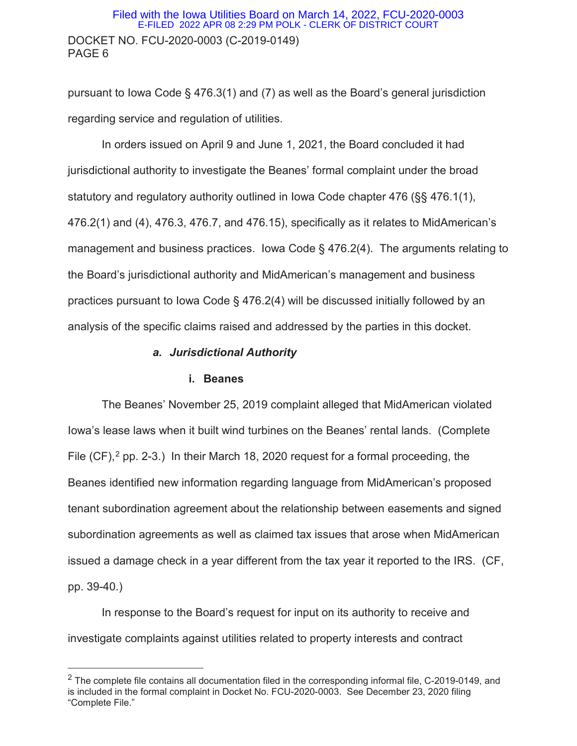pursuant to Iowa Code § 476.3(1) and (7) as well as the Board's general jurisdiction regarding service and regulation of utilities.

In orders issued on April 9 and June 1, 2021, the Board concluded it had jurisdictional authority to investigate the Beanes' formal complaint under the broad statutory and regulatory authority outlined in Iowa Code chapter 476 (§§ 476.1(1), 476.2(1) and (4), 476.3, 476.7, and 476.15), specifically as it relates to MidAmerican's management and business practices. Iowa Code § 476.2(4). The arguments relating to the Board's jurisdictional authority and MidAmerican's management and business practices pursuant to Iowa Code § 476.2(4) will be discussed initially followed by an analysis of the specific claims raised and addressed by the parties in this docket.

### *a. Jurisdictional Authority*

#### i. Beanes

The Beanes' November 25, 2019 complaint alleged that MidAmerican violated Iowa's lease laws when it built wind turbines on the Beanes' rental lands. (Complete File (CF),[2] pp. 2-3.) In their March 18, 2020 request for a formal proceeding, the Beanes identified new information regarding language from MidAmerican's proposed tenant subordination agreement about the relationship between easements and signed subordination agreements as well as claimed tax issues that arose when MidAmerican issued a damage check in a year different from the tax year it reported to the IRS. (CF, pp. 39-40.)

In response to the Board's request for input on its authority to receive and investigate complaints against utilities related to property interests and contract

[2] The complete file contains all documentation filed in the corresponding informal file, C-2019-0149, and is included in the formal complaint in Docket No. FCU-2020-0003. See December 23, 2020 filing "Complete File."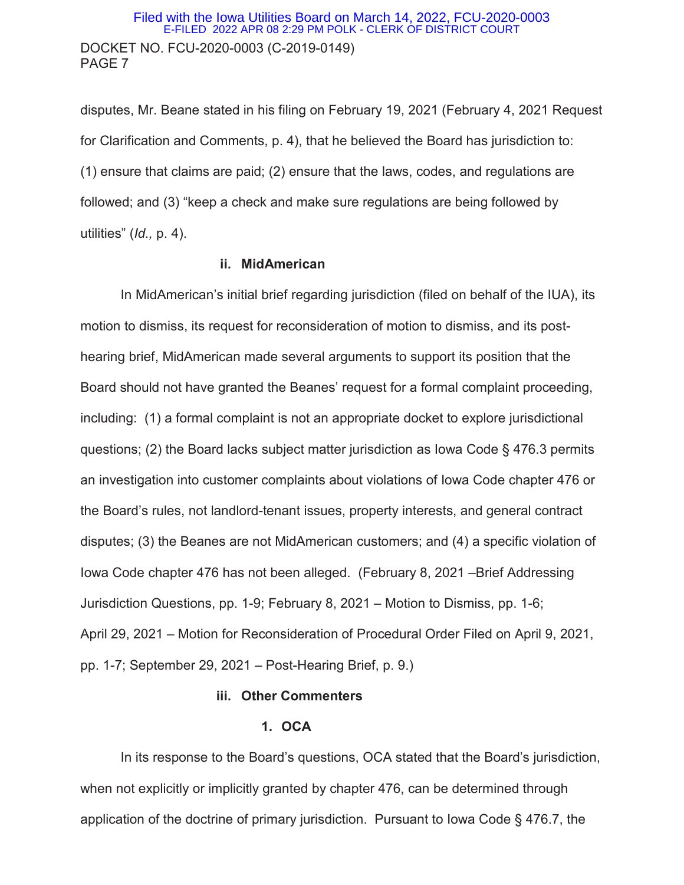disputes, Mr. Beane stated in his filing on February 19, 2021 (February 4, 2021 Request for Clarification and Comments, p. 4), that he believed the Board has jurisdiction to: (1) ensure that claims are paid; (2) ensure that the laws, codes, and regulations are followed; and (3) "keep a check and make sure regulations are being followed by utilities" (*Id.,* p. 4).

**ii. MidAmerican**

In MidAmerican's initial brief regarding jurisdiction (filed on behalf of the IUA), its motion to dismiss, its request for reconsideration of motion to dismiss, and its post-hearing brief, MidAmerican made several arguments to support its position that the Board should not have granted the Beanes' request for a formal complaint proceeding, including: (1) a formal complaint is not an appropriate docket to explore jurisdictional questions; (2) the Board lacks subject matter jurisdiction as Iowa Code § 476.3 permits an investigation into customer complaints about violations of Iowa Code chapter 476 or the Board's rules, not landlord-tenant issues, property interests, and general contract disputes; (3) the Beanes are not MidAmerican customers; and (4) a specific violation of Iowa Code chapter 476 has not been alleged. (February 8, 2021 –Brief Addressing Jurisdiction Questions, pp. 1-9; February 8, 2021 – Motion to Dismiss, pp. 1-6; April 29, 2021 – Motion for Reconsideration of Procedural Order Filed on April 9, 2021, pp. 1-7; September 29, 2021 – Post-Hearing Brief, p. 9.)

**iii. Other Commenters**

**1. OCA**

In its response to the Board's questions, OCA stated that the Board's jurisdiction, when not explicitly or implicitly granted by chapter 476, can be determined through application of the doctrine of primary jurisdiction. Pursuant to Iowa Code § 476.7, the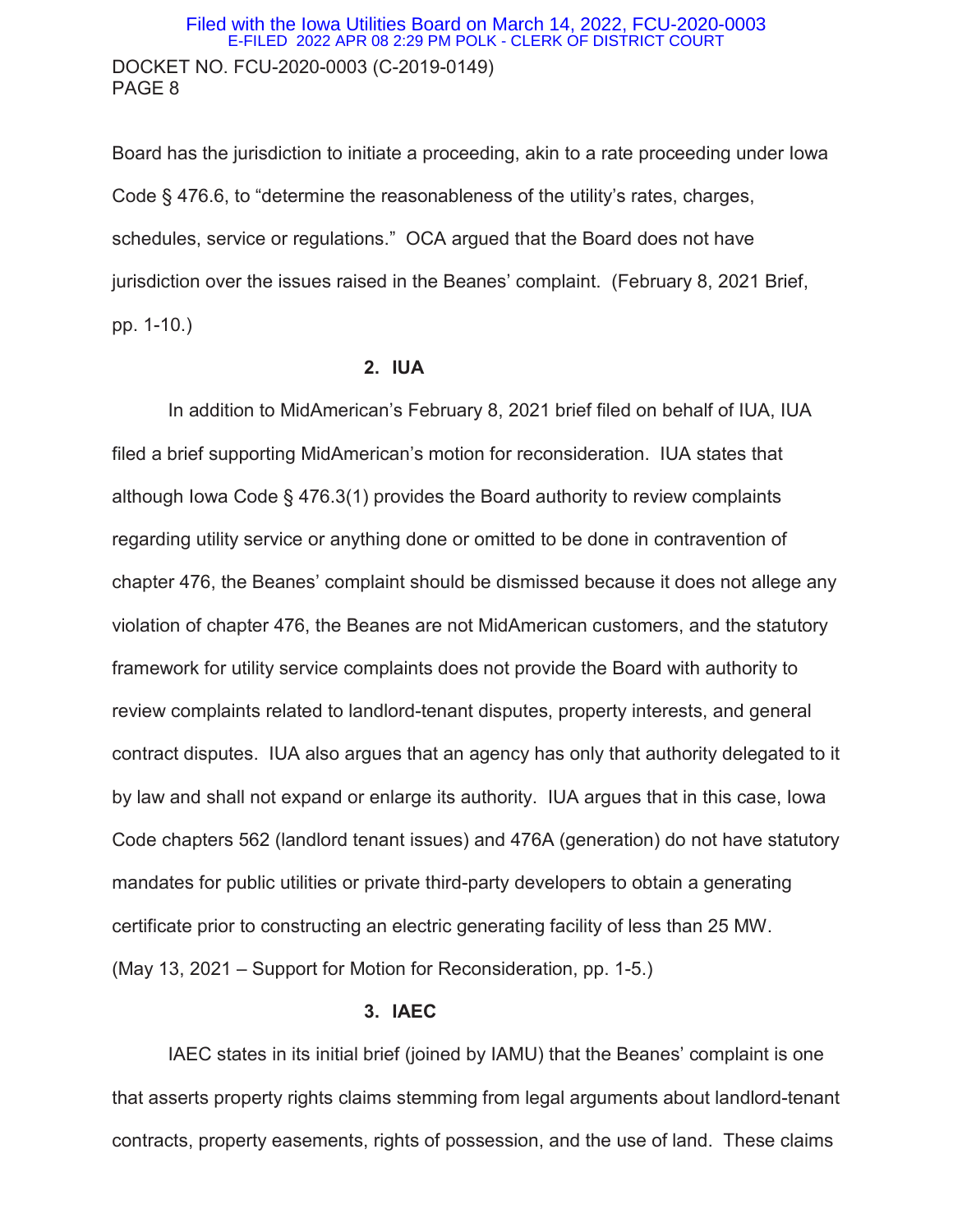Board has the jurisdiction to initiate a proceeding, akin to a rate proceeding under Iowa Code § 476.6, to "determine the reasonableness of the utility's rates, charges, schedules, service or regulations." OCA argued that the Board does not have jurisdiction over the issues raised in the Beanes' complaint. (February 8, 2021 Brief, pp. 1-10.)

**2. IUA**

In addition to MidAmerican's February 8, 2021 brief filed on behalf of IUA, IUA filed a brief supporting MidAmerican's motion for reconsideration. IUA states that although Iowa Code § 476.3(1) provides the Board authority to review complaints regarding utility service or anything done or omitted to be done in contravention of chapter 476, the Beanes' complaint should be dismissed because it does not allege any violation of chapter 476, the Beanes are not MidAmerican customers, and the statutory framework for utility service complaints does not provide the Board with authority to review complaints related to landlord-tenant disputes, property interests, and general contract disputes. IUA also argues that an agency has only that authority delegated to it by law and shall not expand or enlarge its authority. IUA argues that in this case, Iowa Code chapters 562 (landlord tenant issues) and 476A (generation) do not have statutory mandates for public utilities or private third-party developers to obtain a generating certificate prior to constructing an electric generating facility of less than 25 MW. (May 13, 2021 – Support for Motion for Reconsideration, pp. 1-5.)

**3. IAEC**

IAEC states in its initial brief (joined by IAMU) that the Beanes' complaint is one that asserts property rights claims stemming from legal arguments about landlord-tenant contracts, property easements, rights of possession, and the use of land. These claims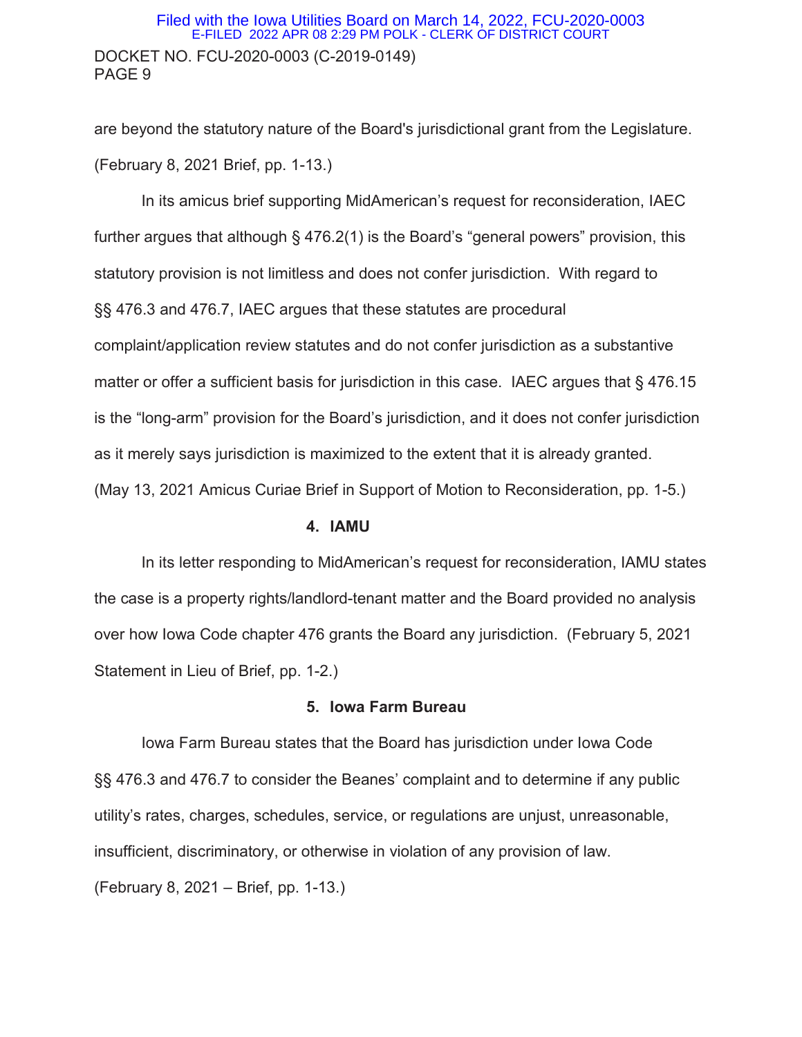are beyond the statutory nature of the Board's jurisdictional grant from the Legislature. (February 8, 2021 Brief, pp. 1-13.)

In its amicus brief supporting MidAmerican's request for reconsideration, IAEC further argues that although § 476.2(1) is the Board's "general powers" provision, this statutory provision is not limitless and does not confer jurisdiction. With regard to §§ 476.3 and 476.7, IAEC argues that these statutes are procedural complaint/application review statutes and do not confer jurisdiction as a substantive matter or offer a sufficient basis for jurisdiction in this case. IAEC argues that § 476.15 is the "long-arm" provision for the Board's jurisdiction, and it does not confer jurisdiction as it merely says jurisdiction is maximized to the extent that it is already granted. (May 13, 2021 Amicus Curiae Brief in Support of Motion to Reconsideration, pp. 1-5.)

**4. IAMU**

In its letter responding to MidAmerican's request for reconsideration, IAMU states the case is a property rights/landlord-tenant matter and the Board provided no analysis over how Iowa Code chapter 476 grants the Board any jurisdiction. (February 5, 2021 Statement in Lieu of Brief, pp. 1-2.)

**5. Iowa Farm Bureau**

Iowa Farm Bureau states that the Board has jurisdiction under Iowa Code §§ 476.3 and 476.7 to consider the Beanes' complaint and to determine if any public utility's rates, charges, schedules, service, or regulations are unjust, unreasonable, insufficient, discriminatory, or otherwise in violation of any provision of law. (February 8, 2021 – Brief, pp. 1-13.)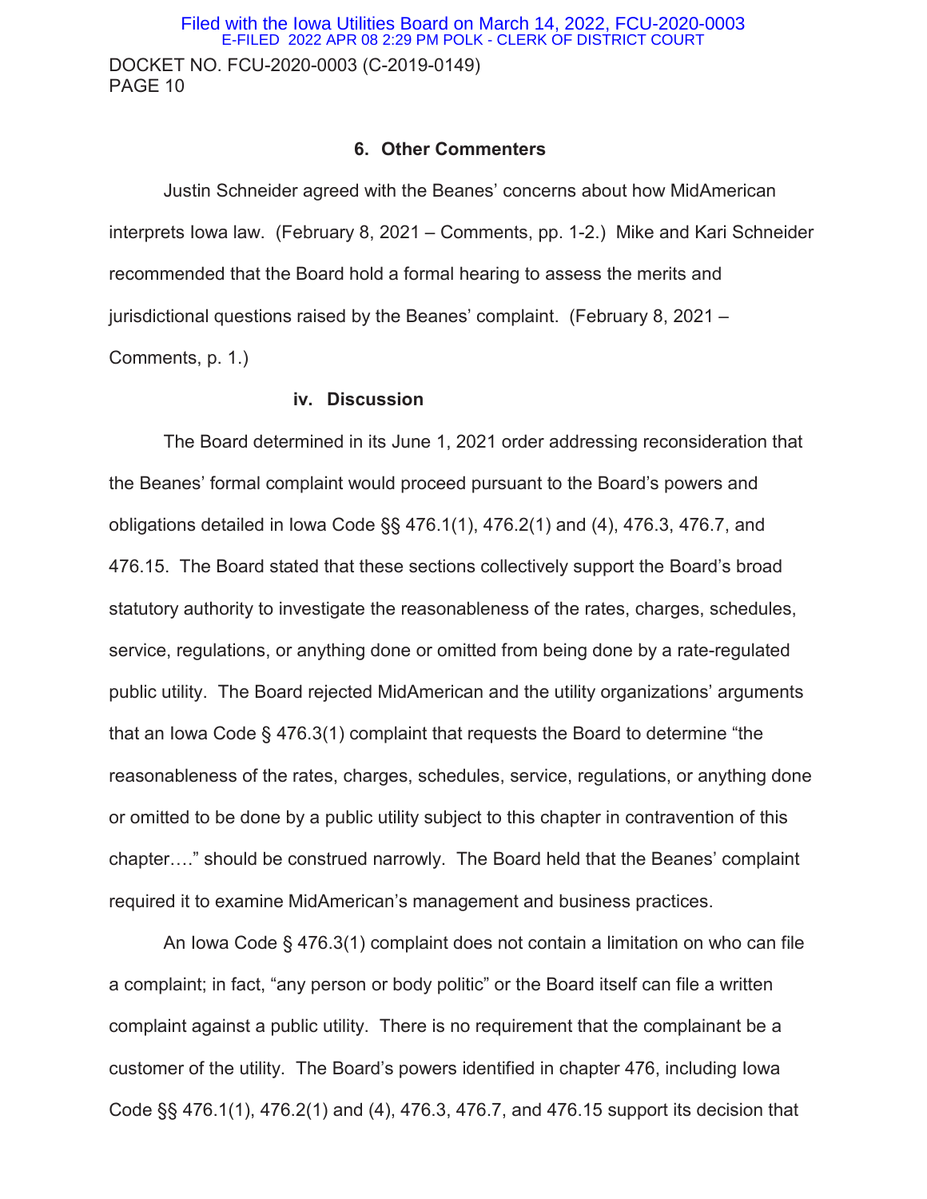### 6. Other Commenters

Justin Schneider agreed with the Beanes' concerns about how MidAmerican interprets Iowa law. (February 8, 2021 – Comments, pp. 1-2.) Mike and Kari Schneider recommended that the Board hold a formal hearing to assess the merits and jurisdictional questions raised by the Beanes' complaint. (February 8, 2021 – Comments, p. 1.)

### iv. Discussion

The Board determined in its June 1, 2021 order addressing reconsideration that the Beanes' formal complaint would proceed pursuant to the Board's powers and obligations detailed in Iowa Code §§ 476.1(1), 476.2(1) and (4), 476.3, 476.7, and 476.15. The Board stated that these sections collectively support the Board's broad statutory authority to investigate the reasonableness of the rates, charges, schedules, service, regulations, or anything done or omitted from being done by a rate-regulated public utility. The Board rejected MidAmerican and the utility organizations' arguments that an Iowa Code § 476.3(1) complaint that requests the Board to determine "the reasonableness of the rates, charges, schedules, service, regulations, or anything done or omitted to be done by a public utility subject to this chapter in contravention of this chapter…." should be construed narrowly. The Board held that the Beanes' complaint required it to examine MidAmerican's management and business practices.

An Iowa Code § 476.3(1) complaint does not contain a limitation on who can file a complaint; in fact, "any person or body politic" or the Board itself can file a written complaint against a public utility. There is no requirement that the complainant be a customer of the utility. The Board's powers identified in chapter 476, including Iowa Code §§ 476.1(1), 476.2(1) and (4), 476.3, 476.7, and 476.15 support its decision that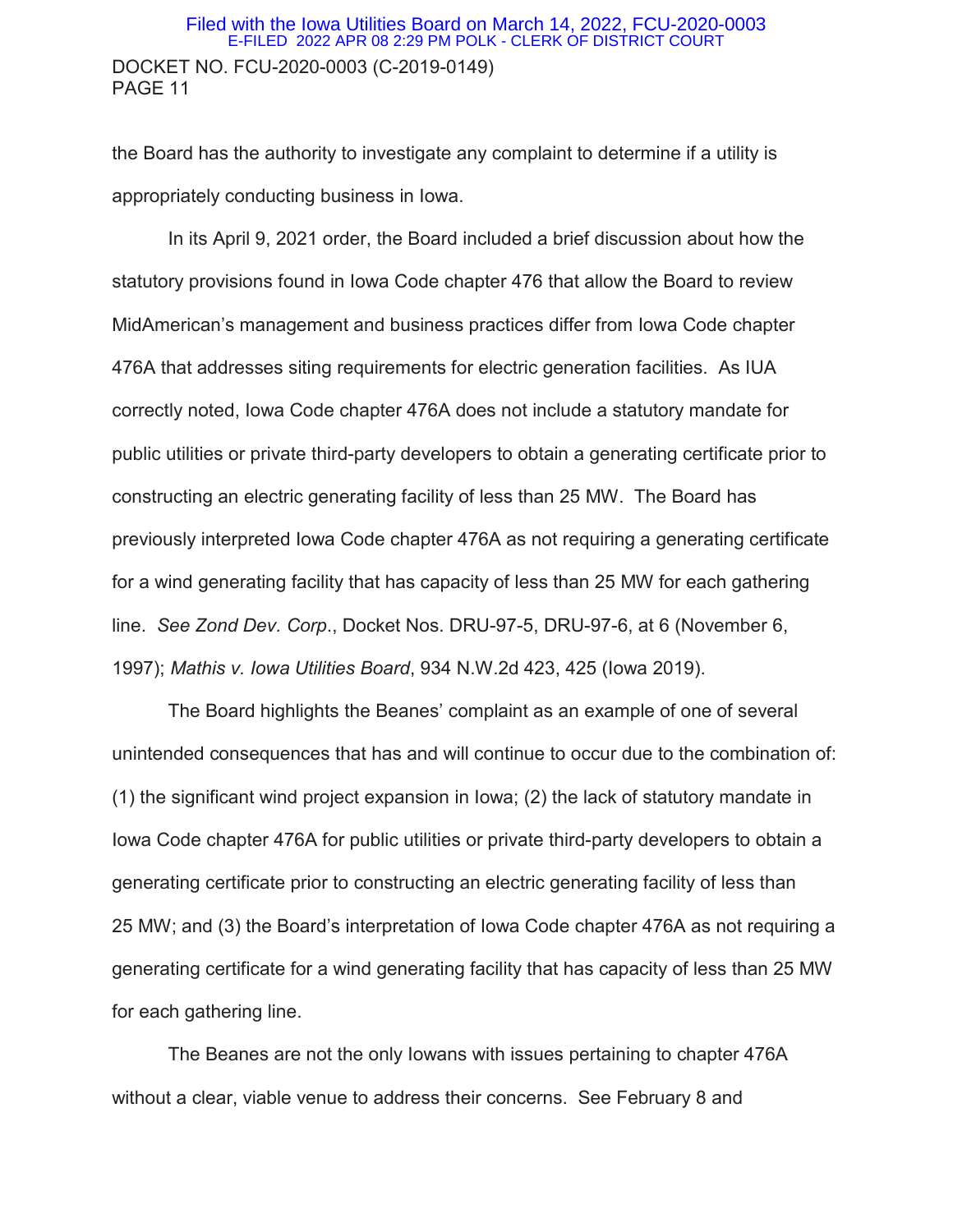the Board has the authority to investigate any complaint to determine if a utility is appropriately conducting business in Iowa.

In its April 9, 2021 order, the Board included a brief discussion about how the statutory provisions found in Iowa Code chapter 476 that allow the Board to review MidAmerican's management and business practices differ from Iowa Code chapter 476A that addresses siting requirements for electric generation facilities. As IUA correctly noted, Iowa Code chapter 476A does not include a statutory mandate for public utilities or private third-party developers to obtain a generating certificate prior to constructing an electric generating facility of less than 25 MW. The Board has previously interpreted Iowa Code chapter 476A as not requiring a generating certificate for a wind generating facility that has capacity of less than 25 MW for each gathering line. *See Zond Dev. Corp.*, Docket Nos. DRU-97-5, DRU-97-6, at 6 (November 6, 1997); *Mathis v. Iowa Utilities Board*, 934 N.W.2d 423, 425 (Iowa 2019).

The Board highlights the Beanes' complaint as an example of one of several unintended consequences that has and will continue to occur due to the combination of: (1) the significant wind project expansion in Iowa; (2) the lack of statutory mandate in Iowa Code chapter 476A for public utilities or private third-party developers to obtain a generating certificate prior to constructing an electric generating facility of less than 25 MW; and (3) the Board's interpretation of Iowa Code chapter 476A as not requiring a generating certificate for a wind generating facility that has capacity of less than 25 MW for each gathering line.

The Beanes are not the only Iowans with issues pertaining to chapter 476A without a clear, viable venue to address their concerns. See February 8 and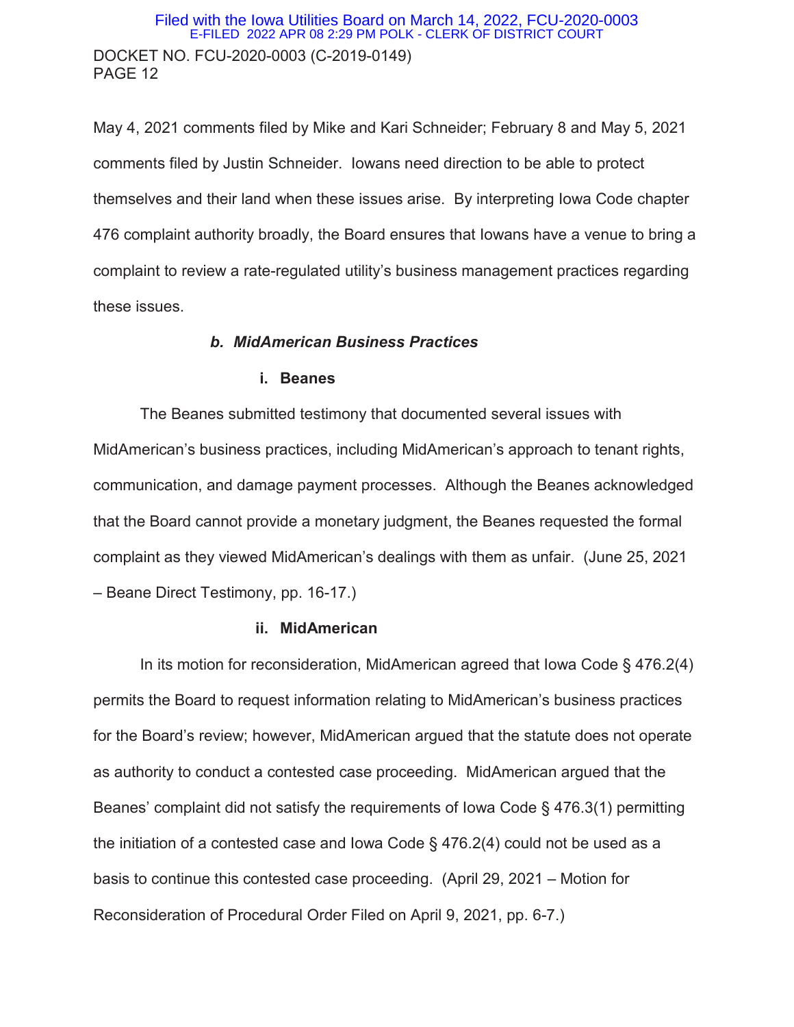May 4, 2021 comments filed by Mike and Kari Schneider; February 8 and May 5, 2021 comments filed by Justin Schneider. Iowans need direction to be able to protect themselves and their land when these issues arise. By interpreting Iowa Code chapter 476 complaint authority broadly, the Board ensures that Iowans have a venue to bring a complaint to review a rate-regulated utility's business management practices regarding these issues.

### *b. MidAmerican Business Practices*

#### i. Beanes

The Beanes submitted testimony that documented several issues with MidAmerican's business practices, including MidAmerican's approach to tenant rights, communication, and damage payment processes. Although the Beanes acknowledged that the Board cannot provide a monetary judgment, the Beanes requested the formal complaint as they viewed MidAmerican's dealings with them as unfair. (June 25, 2021 – Beane Direct Testimony, pp. 16-17.)

#### ii. MidAmerican

In its motion for reconsideration, MidAmerican agreed that Iowa Code § 476.2(4) permits the Board to request information relating to MidAmerican's business practices for the Board's review; however, MidAmerican argued that the statute does not operate as authority to conduct a contested case proceeding. MidAmerican argued that the Beanes' complaint did not satisfy the requirements of Iowa Code § 476.3(1) permitting the initiation of a contested case and Iowa Code § 476.2(4) could not be used as a basis to continue this contested case proceeding. (April 29, 2021 – Motion for Reconsideration of Procedural Order Filed on April 9, 2021, pp. 6-7.)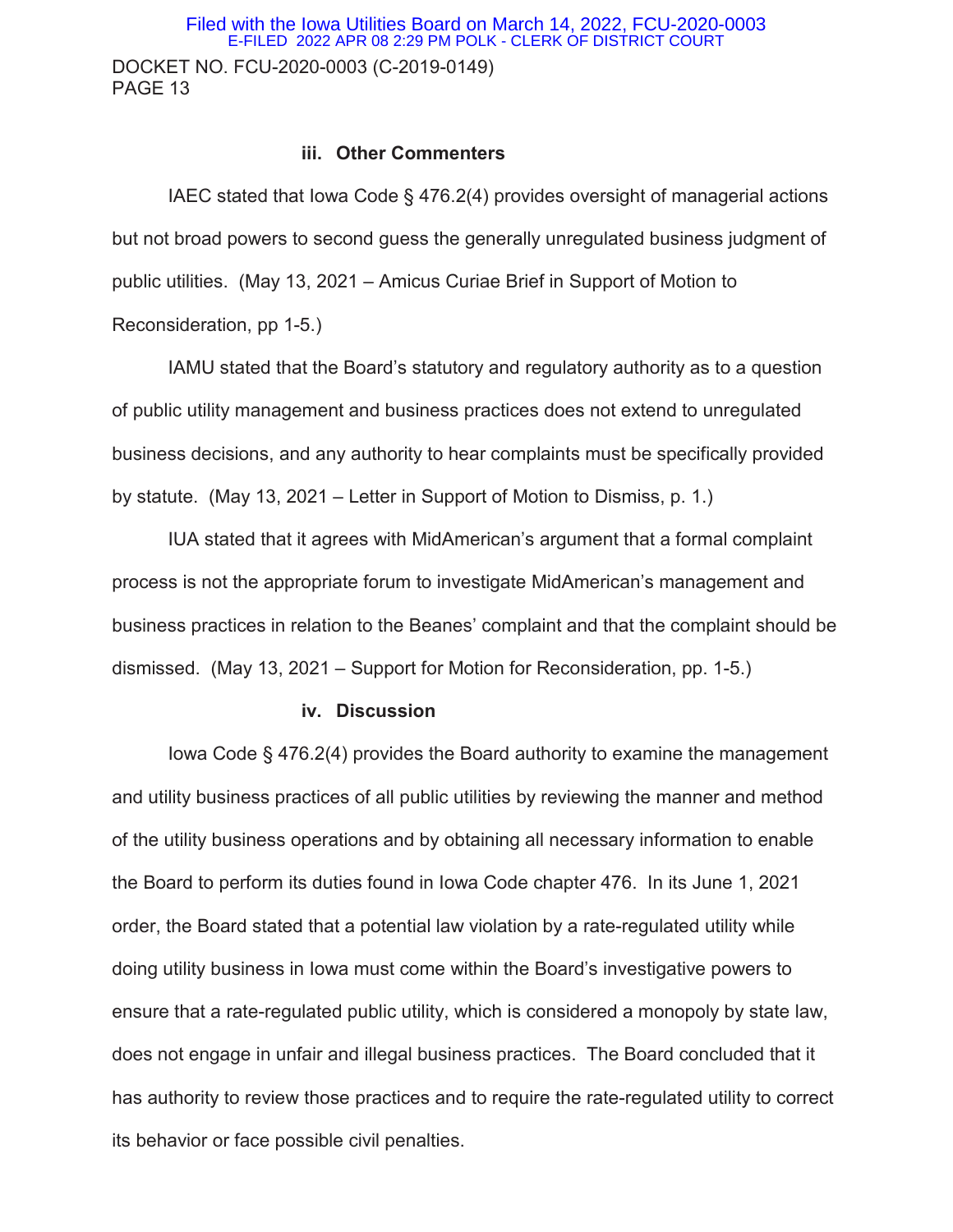### iii. Other Commenters

IAEC stated that Iowa Code § 476.2(4) provides oversight of managerial actions but not broad powers to second guess the generally unregulated business judgment of public utilities. (May 13, 2021 – Amicus Curiae Brief in Support of Motion to Reconsideration, pp 1-5.)

IAMU stated that the Board's statutory and regulatory authority as to a question of public utility management and business practices does not extend to unregulated business decisions, and any authority to hear complaints must be specifically provided by statute. (May 13, 2021 – Letter in Support of Motion to Dismiss, p. 1.)

IUA stated that it agrees with MidAmerican's argument that a formal complaint process is not the appropriate forum to investigate MidAmerican's management and business practices in relation to the Beanes' complaint and that the complaint should be dismissed. (May 13, 2021 – Support for Motion for Reconsideration, pp. 1-5.)

### iv. Discussion

Iowa Code § 476.2(4) provides the Board authority to examine the management and utility business practices of all public utilities by reviewing the manner and method of the utility business operations and by obtaining all necessary information to enable the Board to perform its duties found in Iowa Code chapter 476. In its June 1, 2021 order, the Board stated that a potential law violation by a rate-regulated utility while doing utility business in Iowa must come within the Board's investigative powers to ensure that a rate-regulated public utility, which is considered a monopoly by state law, does not engage in unfair and illegal business practices. The Board concluded that it has authority to review those practices and to require the rate-regulated utility to correct its behavior or face possible civil penalties.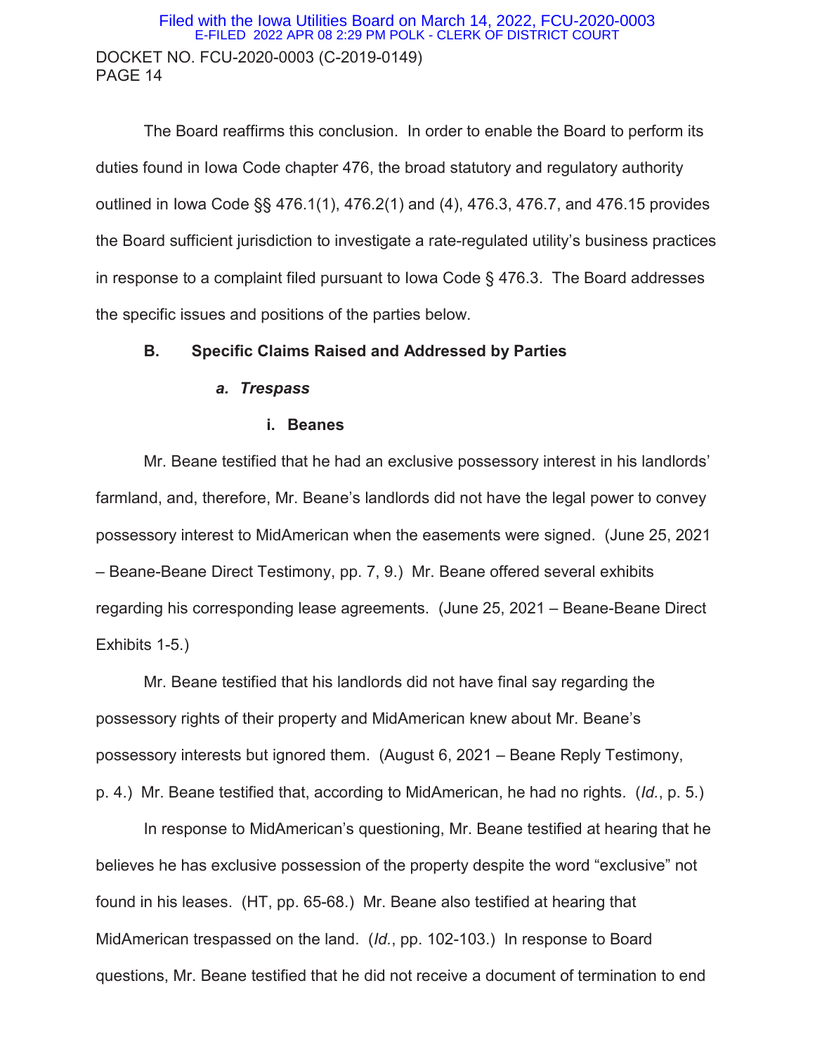The Board reaffirms this conclusion. In order to enable the Board to perform its duties found in Iowa Code chapter 476, the broad statutory and regulatory authority outlined in Iowa Code §§ 476.1(1), 476.2(1) and (4), 476.3, 476.7, and 476.15 provides the Board sufficient jurisdiction to investigate a rate-regulated utility's business practices in response to a complaint filed pursuant to Iowa Code § 476.3. The Board addresses the specific issues and positions of the parties below.

## B. Specific Claims Raised and Addressed by Parties

### *a. Trespass*

#### i. Beanes

Mr. Beane testified that he had an exclusive possessory interest in his landlords' farmland, and, therefore, Mr. Beane's landlords did not have the legal power to convey possessory interest to MidAmerican when the easements were signed. (June 25, 2021 – Beane-Beane Direct Testimony, pp. 7, 9.) Mr. Beane offered several exhibits regarding his corresponding lease agreements. (June 25, 2021 – Beane-Beane Direct Exhibits 1-5.)

Mr. Beane testified that his landlords did not have final say regarding the possessory rights of their property and MidAmerican knew about Mr. Beane's possessory interests but ignored them. (August 6, 2021 – Beane Reply Testimony, p. 4.) Mr. Beane testified that, according to MidAmerican, he had no rights. (*Id.*, p. 5.)

In response to MidAmerican's questioning, Mr. Beane testified at hearing that he believes he has exclusive possession of the property despite the word "exclusive" not found in his leases. (HT, pp. 65-68.) Mr. Beane also testified at hearing that MidAmerican trespassed on the land. (*Id.*, pp. 102-103.) In response to Board questions, Mr. Beane testified that he did not receive a document of termination to end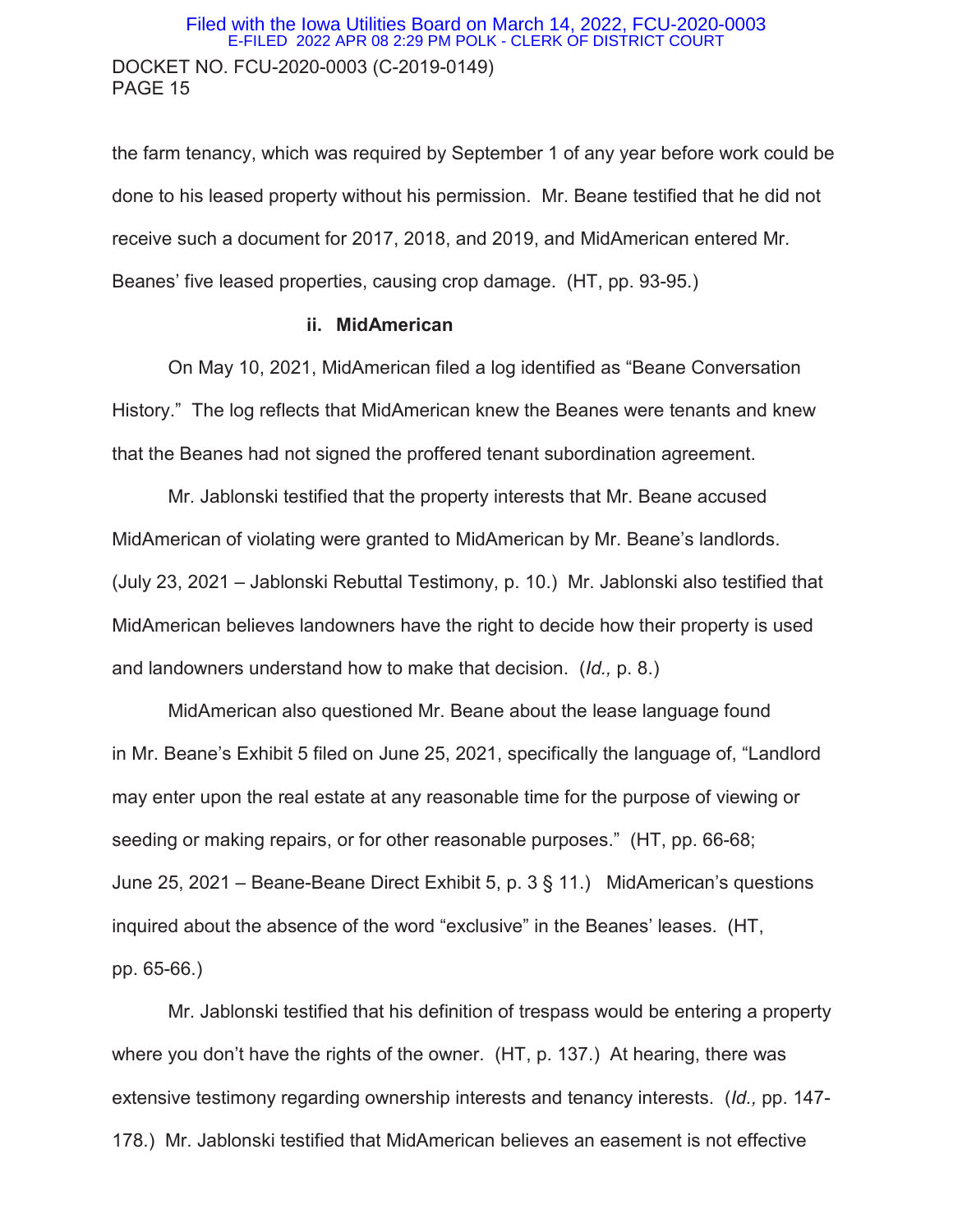the farm tenancy, which was required by September 1 of any year before work could be done to his leased property without his permission. Mr. Beane testified that he did not receive such a document for 2017, 2018, and 2019, and MidAmerican entered Mr. Beanes' five leased properties, causing crop damage. (HT, pp. 93-95.)

**ii. MidAmerican**

On May 10, 2021, MidAmerican filed a log identified as "Beane Conversation History." The log reflects that MidAmerican knew the Beanes were tenants and knew that the Beanes had not signed the proffered tenant subordination agreement.

Mr. Jablonski testified that the property interests that Mr. Beane accused MidAmerican of violating were granted to MidAmerican by Mr. Beane's landlords. (July 23, 2021 – Jablonski Rebuttal Testimony, p. 10.) Mr. Jablonski also testified that MidAmerican believes landowners have the right to decide how their property is used and landowners understand how to make that decision. (*Id.,* p. 8.)

MidAmerican also questioned Mr. Beane about the lease language found in Mr. Beane's Exhibit 5 filed on June 25, 2021, specifically the language of, "Landlord may enter upon the real estate at any reasonable time for the purpose of viewing or seeding or making repairs, or for other reasonable purposes." (HT, pp. 66-68; June 25, 2021 – Beane-Beane Direct Exhibit 5, p. 3 § 11.) MidAmerican's questions inquired about the absence of the word "exclusive" in the Beanes' leases. (HT, pp. 65-66.)

Mr. Jablonski testified that his definition of trespass would be entering a property where you don't have the rights of the owner. (HT, p. 137.) At hearing, there was extensive testimony regarding ownership interests and tenancy interests. (*Id.,* pp. 147-178.) Mr. Jablonski testified that MidAmerican believes an easement is not effective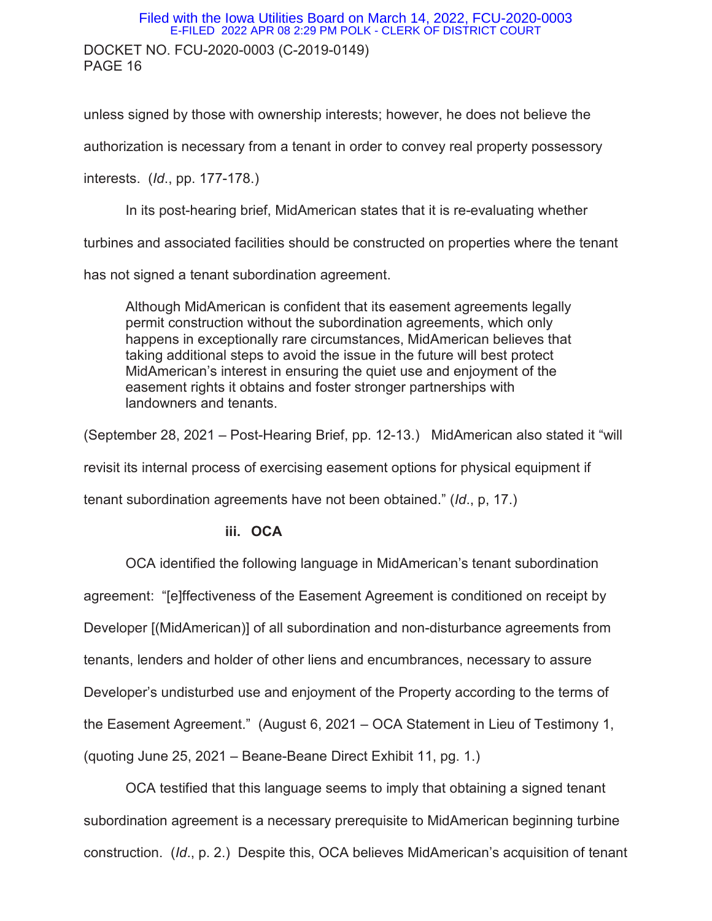unless signed by those with ownership interests; however, he does not believe the authorization is necessary from a tenant in order to convey real property possessory interests. (*Id*., pp. 177-178.)

In its post-hearing brief, MidAmerican states that it is re-evaluating whether turbines and associated facilities should be constructed on properties where the tenant has not signed a tenant subordination agreement.

> Although MidAmerican is confident that its easement agreements legally permit construction without the subordination agreements, which only happens in exceptionally rare circumstances, MidAmerican believes that taking additional steps to avoid the issue in the future will best protect MidAmerican's interest in ensuring the quiet use and enjoyment of the easement rights it obtains and foster stronger partnerships with landowners and tenants.

(September 28, 2021 – Post-Hearing Brief, pp. 12-13.) MidAmerican also stated it "will revisit its internal process of exercising easement options for physical equipment if tenant subordination agreements have not been obtained." (*Id*., p, 17.)

**iii. OCA**

OCA identified the following language in MidAmerican's tenant subordination agreement: "[e]ffectiveness of the Easement Agreement is conditioned on receipt by Developer [(MidAmerican)] of all subordination and non-disturbance agreements from tenants, lenders and holder of other liens and encumbrances, necessary to assure Developer's undisturbed use and enjoyment of the Property according to the terms of the Easement Agreement." (August 6, 2021 – OCA Statement in Lieu of Testimony 1, (quoting June 25, 2021 – Beane-Beane Direct Exhibit 11, pg. 1.)

OCA testified that this language seems to imply that obtaining a signed tenant subordination agreement is a necessary prerequisite to MidAmerican beginning turbine construction. (*Id*., p. 2.) Despite this, OCA believes MidAmerican's acquisition of tenant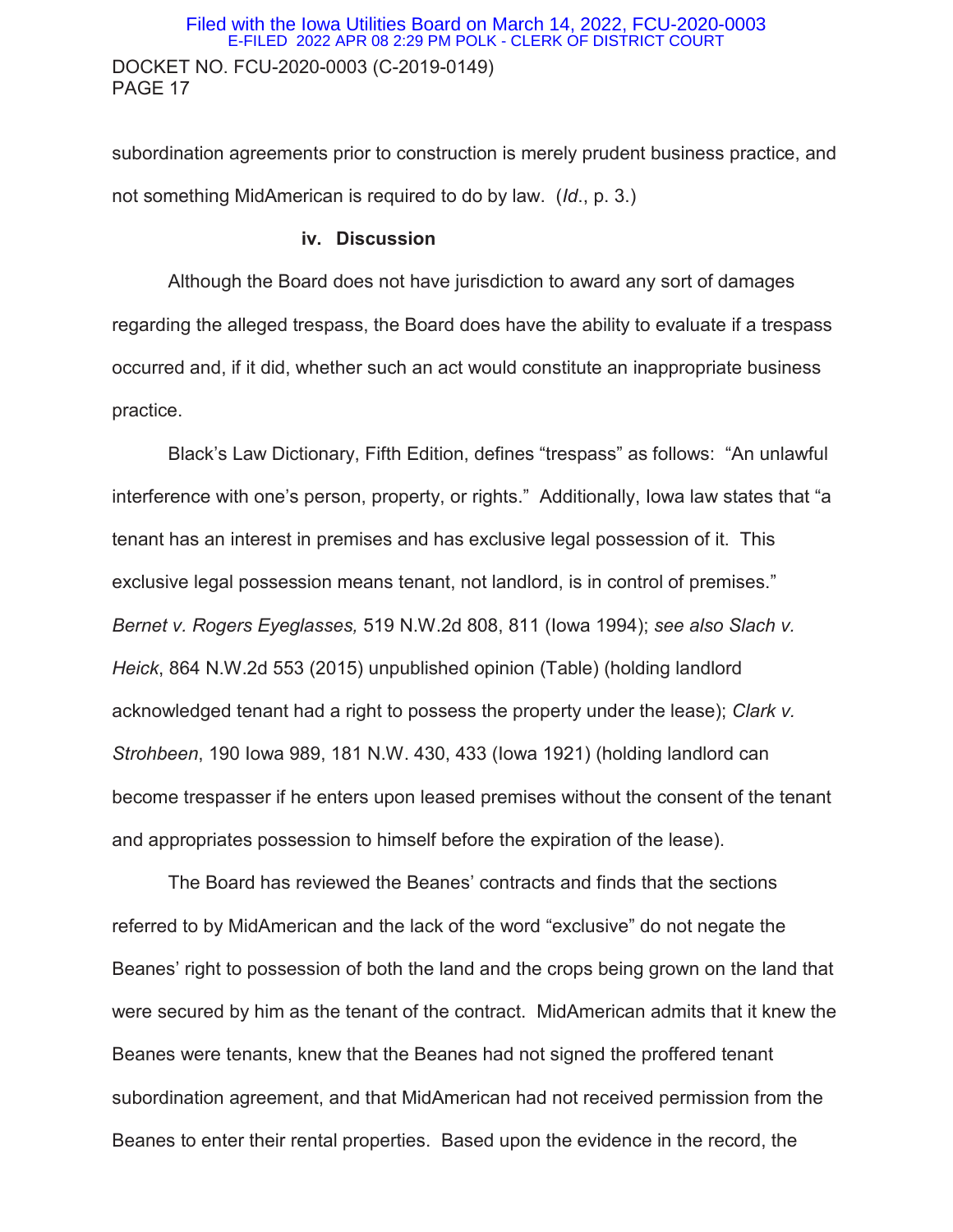subordination agreements prior to construction is merely prudent business practice, and not something MidAmerican is required to do by law. (*Id*., p. 3.)

### iv. Discussion

Although the Board does not have jurisdiction to award any sort of damages regarding the alleged trespass, the Board does have the ability to evaluate if a trespass occurred and, if it did, whether such an act would constitute an inappropriate business practice.

Black's Law Dictionary, Fifth Edition, defines "trespass" as follows: "An unlawful interference with one's person, property, or rights." Additionally, Iowa law states that "a tenant has an interest in premises and has exclusive legal possession of it. This exclusive legal possession means tenant, not landlord, is in control of premises." *Bernet v. Rogers Eyeglasses,* 519 N.W.2d 808, 811 (Iowa 1994); *see also Slach v. Heick*, 864 N.W.2d 553 (2015) unpublished opinion (Table) (holding landlord acknowledged tenant had a right to possess the property under the lease); *Clark v. Strohbeen*, 190 Iowa 989, 181 N.W. 430, 433 (Iowa 1921) (holding landlord can become trespasser if he enters upon leased premises without the consent of the tenant and appropriates possession to himself before the expiration of the lease).

The Board has reviewed the Beanes' contracts and finds that the sections referred to by MidAmerican and the lack of the word "exclusive" do not negate the Beanes' right to possession of both the land and the crops being grown on the land that were secured by him as the tenant of the contract. MidAmerican admits that it knew the Beanes were tenants, knew that the Beanes had not signed the proffered tenant subordination agreement, and that MidAmerican had not received permission from the Beanes to enter their rental properties. Based upon the evidence in the record, the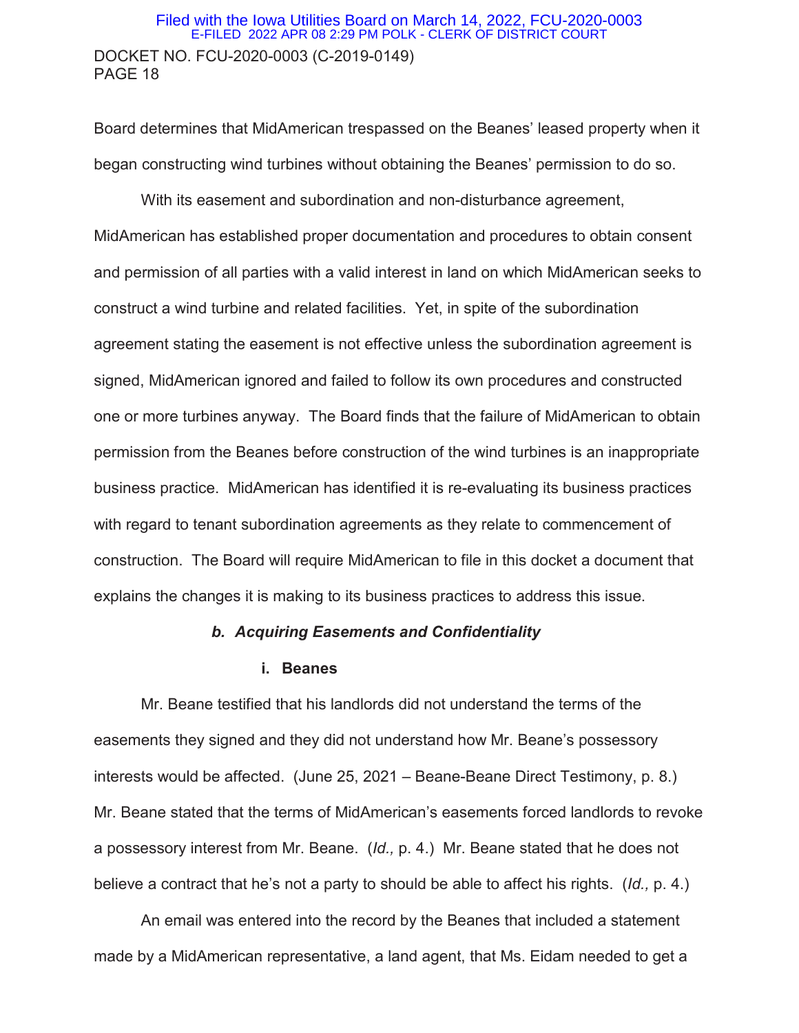Board determines that MidAmerican trespassed on the Beanes' leased property when it began constructing wind turbines without obtaining the Beanes' permission to do so.

With its easement and subordination and non-disturbance agreement, MidAmerican has established proper documentation and procedures to obtain consent and permission of all parties with a valid interest in land on which MidAmerican seeks to construct a wind turbine and related facilities. Yet, in spite of the subordination agreement stating the easement is not effective unless the subordination agreement is signed, MidAmerican ignored and failed to follow its own procedures and constructed one or more turbines anyway. The Board finds that the failure of MidAmerican to obtain permission from the Beanes before construction of the wind turbines is an inappropriate business practice. MidAmerican has identified it is re-evaluating its business practices with regard to tenant subordination agreements as they relate to commencement of construction. The Board will require MidAmerican to file in this docket a document that explains the changes it is making to its business practices to address this issue.

### *b. Acquiring Easements and Confidentiality*

#### i. Beanes

Mr. Beane testified that his landlords did not understand the terms of the easements they signed and they did not understand how Mr. Beane's possessory interests would be affected. (June 25, 2021 – Beane-Beane Direct Testimony, p. 8.) Mr. Beane stated that the terms of MidAmerican's easements forced landlords to revoke a possessory interest from Mr. Beane. (*Id.,* p. 4.) Mr. Beane stated that he does not believe a contract that he's not a party to should be able to affect his rights. (*Id.,* p. 4.)

An email was entered into the record by the Beanes that included a statement made by a MidAmerican representative, a land agent, that Ms. Eidam needed to get a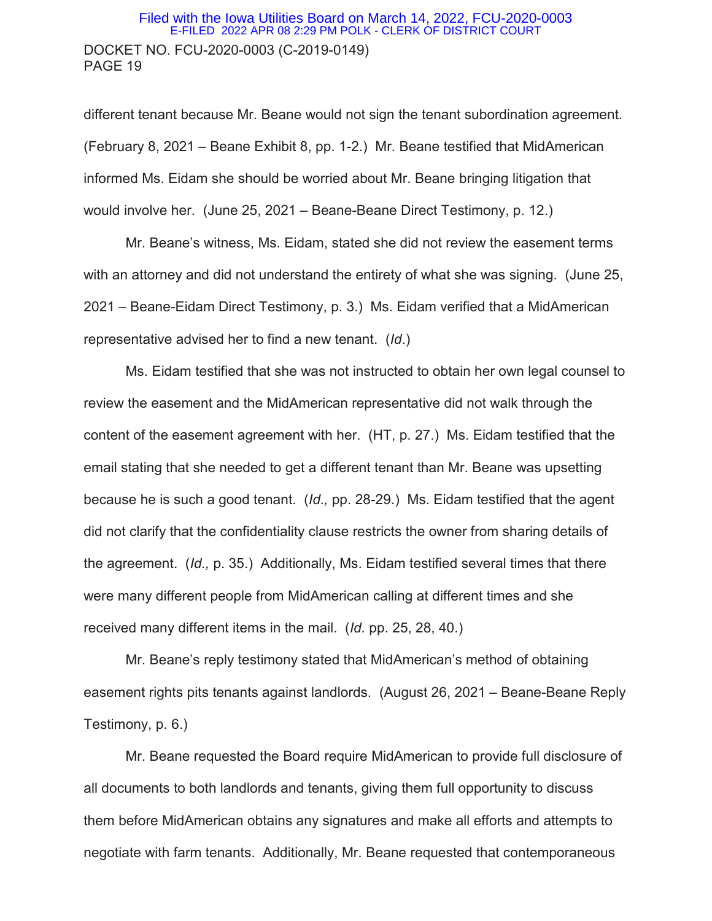different tenant because Mr. Beane would not sign the tenant subordination agreement. (February 8, 2021 – Beane Exhibit 8, pp. 1-2.) Mr. Beane testified that MidAmerican informed Ms. Eidam she should be worried about Mr. Beane bringing litigation that would involve her. (June 25, 2021 – Beane-Beane Direct Testimony, p. 12.)

Mr. Beane's witness, Ms. Eidam, stated she did not review the easement terms with an attorney and did not understand the entirety of what she was signing. (June 25, 2021 – Beane-Eidam Direct Testimony, p. 3.) Ms. Eidam verified that a MidAmerican representative advised her to find a new tenant. (*Id*.)

Ms. Eidam testified that she was not instructed to obtain her own legal counsel to review the easement and the MidAmerican representative did not walk through the content of the easement agreement with her. (HT, p. 27.) Ms. Eidam testified that the email stating that she needed to get a different tenant than Mr. Beane was upsetting because he is such a good tenant. (*Id.,* pp. 28-29.) Ms. Eidam testified that the agent did not clarify that the confidentiality clause restricts the owner from sharing details of the agreement. (*Id.,* p. 35.) Additionally, Ms. Eidam testified several times that there were many different people from MidAmerican calling at different times and she received many different items in the mail. (*Id.* pp. 25, 28, 40.)

Mr. Beane's reply testimony stated that MidAmerican's method of obtaining easement rights pits tenants against landlords. (August 26, 2021 – Beane-Beane Reply Testimony, p. 6.)

Mr. Beane requested the Board require MidAmerican to provide full disclosure of all documents to both landlords and tenants, giving them full opportunity to discuss them before MidAmerican obtains any signatures and make all efforts and attempts to negotiate with farm tenants. Additionally, Mr. Beane requested that contemporaneous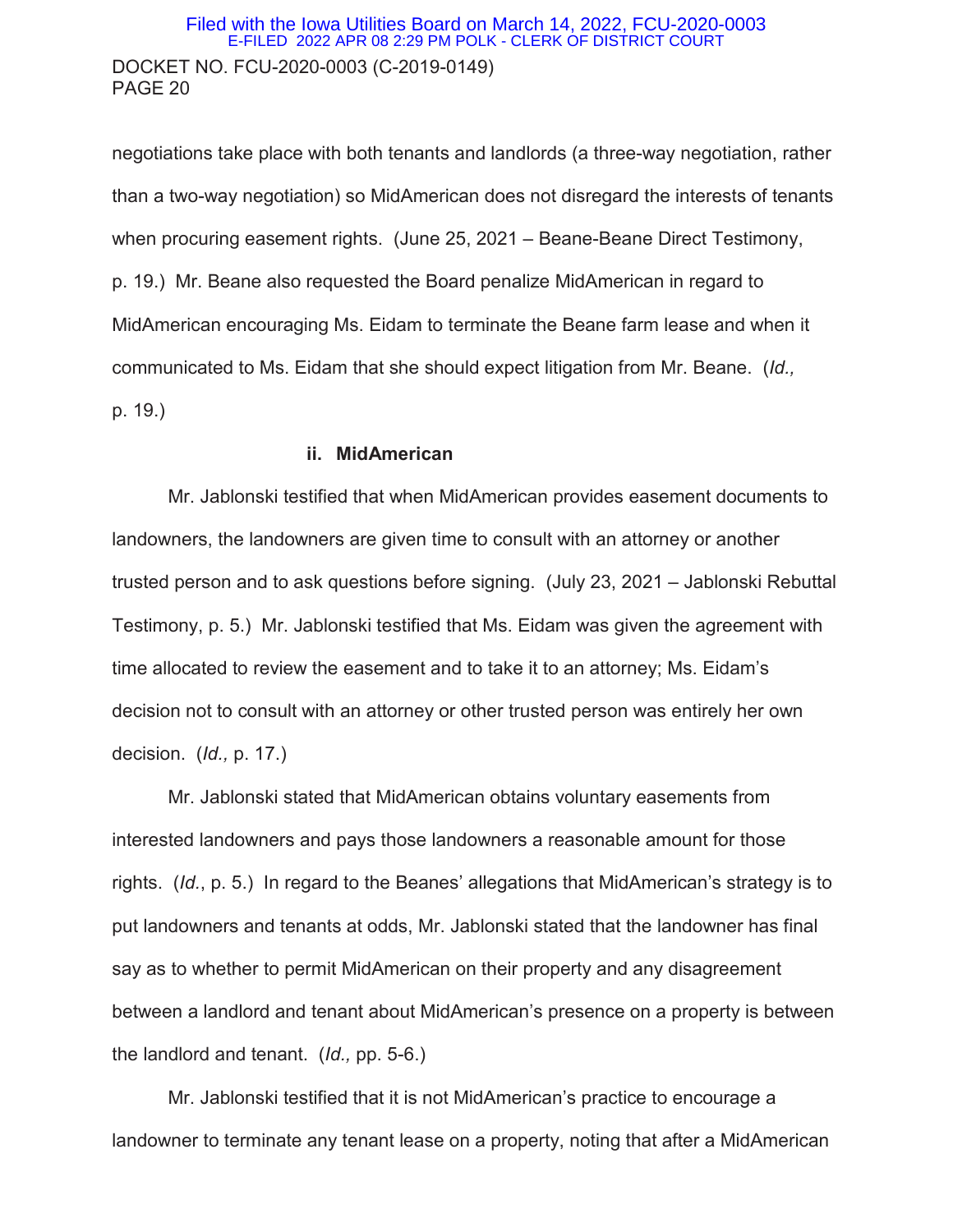negotiations take place with both tenants and landlords (a three-way negotiation, rather than a two-way negotiation) so MidAmerican does not disregard the interests of tenants when procuring easement rights. (June 25, 2021 – Beane-Beane Direct Testimony, p. 19.) Mr. Beane also requested the Board penalize MidAmerican in regard to MidAmerican encouraging Ms. Eidam to terminate the Beane farm lease and when it communicated to Ms. Eidam that she should expect litigation from Mr. Beane. (*Id.,* p. 19.)

#### ii. MidAmerican

Mr. Jablonski testified that when MidAmerican provides easement documents to landowners, the landowners are given time to consult with an attorney or another trusted person and to ask questions before signing. (July 23, 2021 – Jablonski Rebuttal Testimony, p. 5.) Mr. Jablonski testified that Ms. Eidam was given the agreement with time allocated to review the easement and to take it to an attorney; Ms. Eidam's decision not to consult with an attorney or other trusted person was entirely her own decision. (*Id.,* p. 17.)

Mr. Jablonski stated that MidAmerican obtains voluntary easements from interested landowners and pays those landowners a reasonable amount for those rights. (*Id.*, p. 5.) In regard to the Beanes' allegations that MidAmerican's strategy is to put landowners and tenants at odds, Mr. Jablonski stated that the landowner has final say as to whether to permit MidAmerican on their property and any disagreement between a landlord and tenant about MidAmerican's presence on a property is between the landlord and tenant. (*Id.,* pp. 5-6.)

Mr. Jablonski testified that it is not MidAmerican's practice to encourage a landowner to terminate any tenant lease on a property, noting that after a MidAmerican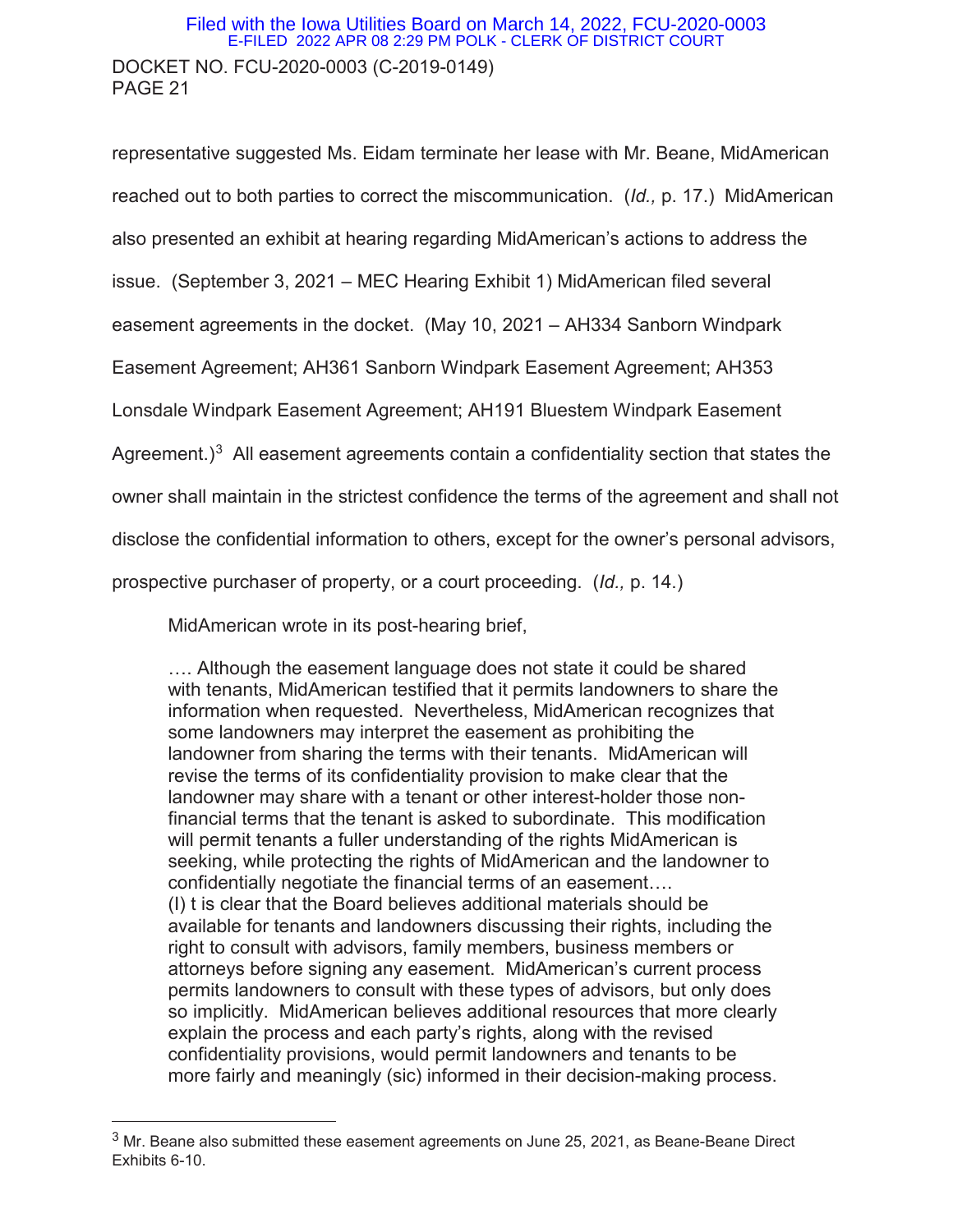representative suggested Ms. Eidam terminate her lease with Mr. Beane, MidAmerican reached out to both parties to correct the miscommunication. (*Id.,* p. 17.) MidAmerican also presented an exhibit at hearing regarding MidAmerican's actions to address the issue. (September 3, 2021 – MEC Hearing Exhibit 1) MidAmerican filed several easement agreements in the docket. (May 10, 2021 – AH334 Sanborn Windpark Easement Agreement; AH361 Sanborn Windpark Easement Agreement; AH353 Lonsdale Windpark Easement Agreement; AH191 Bluestem Windpark Easement Agreement.)[3] All easement agreements contain a confidentiality section that states the owner shall maintain in the strictest confidence the terms of the agreement and shall not disclose the confidential information to others, except for the owner's personal advisors, prospective purchaser of property, or a court proceeding. (*Id.,* p. 14.)

MidAmerican wrote in its post-hearing brief,

> …. Although the easement language does not state it could be shared with tenants, MidAmerican testified that it permits landowners to share the information when requested. Nevertheless, MidAmerican recognizes that some landowners may interpret the easement as prohibiting the landowner from sharing the terms with their tenants. MidAmerican will revise the terms of its confidentiality provision to make clear that the landowner may share with a tenant or other interest-holder those non-financial terms that the tenant is asked to subordinate. This modification will permit tenants a fuller understanding of the rights MidAmerican is seeking, while protecting the rights of MidAmerican and the landowner to confidentially negotiate the financial terms of an easement….
> (I) t is clear that the Board believes additional materials should be available for tenants and landowners discussing their rights, including the right to consult with advisors, family members, business members or attorneys before signing any easement. MidAmerican's current process permits landowners to consult with these types of advisors, but only does so implicitly. MidAmerican believes additional resources that more clearly explain the process and each party's rights, along with the revised confidentiality provisions, would permit landowners and tenants to be more fairly and meaningly (sic) informed in their decision-making process.

[3] Mr. Beane also submitted these easement agreements on June 25, 2021, as Beane-Beane Direct Exhibits 6-10.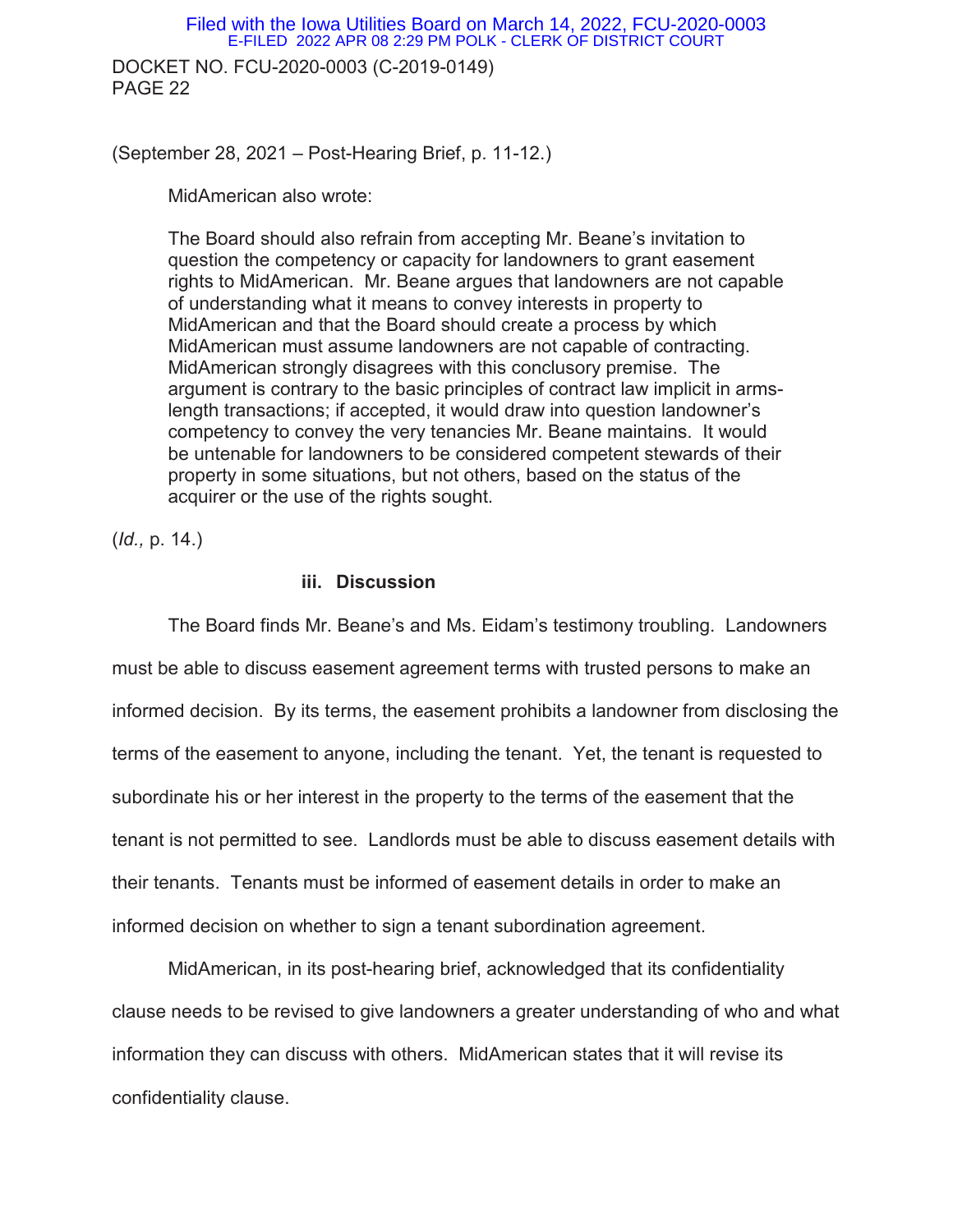(September 28, 2021 – Post-Hearing Brief, p. 11-12.)

MidAmerican also wrote:

> The Board should also refrain from accepting Mr. Beane's invitation to question the competency or capacity for landowners to grant easement rights to MidAmerican. Mr. Beane argues that landowners are not capable of understanding what it means to convey interests in property to MidAmerican and that the Board should create a process by which MidAmerican must assume landowners are not capable of contracting. MidAmerican strongly disagrees with this conclusory premise. The argument is contrary to the basic principles of contract law implicit in arms-length transactions; if accepted, it would draw into question landowner's competency to convey the very tenancies Mr. Beane maintains. It would be untenable for landowners to be considered competent stewards of their property in some situations, but not others, based on the status of the acquirer or the use of the rights sought.

(*Id.,* p. 14.)

### iii. Discussion

The Board finds Mr. Beane's and Ms. Eidam's testimony troubling. Landowners must be able to discuss easement agreement terms with trusted persons to make an informed decision. By its terms, the easement prohibits a landowner from disclosing the terms of the easement to anyone, including the tenant. Yet, the tenant is requested to subordinate his or her interest in the property to the terms of the easement that the tenant is not permitted to see. Landlords must be able to discuss easement details with their tenants. Tenants must be informed of easement details in order to make an informed decision on whether to sign a tenant subordination agreement.

MidAmerican, in its post-hearing brief, acknowledged that its confidentiality clause needs to be revised to give landowners a greater understanding of who and what information they can discuss with others. MidAmerican states that it will revise its confidentiality clause.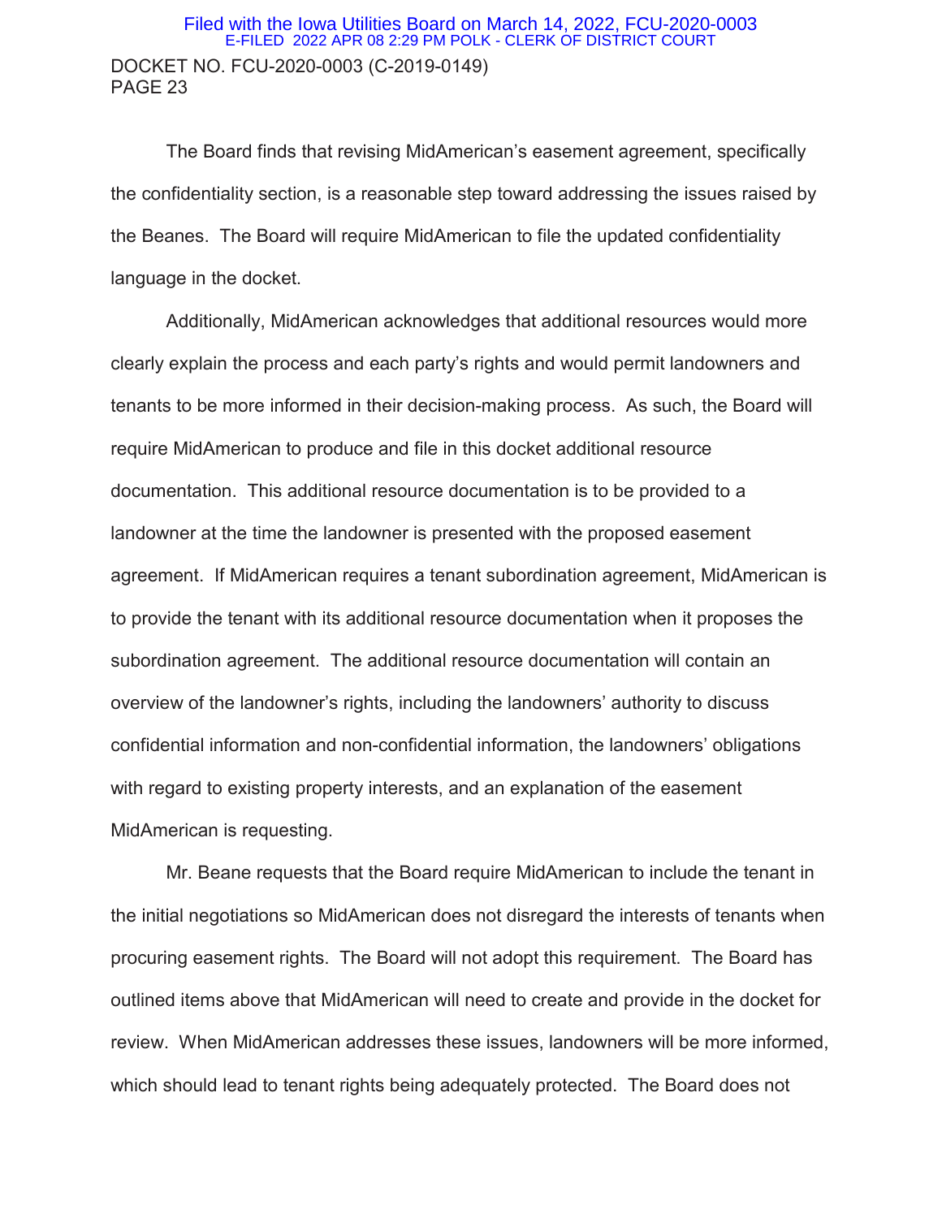The Board finds that revising MidAmerican's easement agreement, specifically the confidentiality section, is a reasonable step toward addressing the issues raised by the Beanes. The Board will require MidAmerican to file the updated confidentiality language in the docket.

Additionally, MidAmerican acknowledges that additional resources would more clearly explain the process and each party's rights and would permit landowners and tenants to be more informed in their decision-making process. As such, the Board will require MidAmerican to produce and file in this docket additional resource documentation. This additional resource documentation is to be provided to a landowner at the time the landowner is presented with the proposed easement agreement. If MidAmerican requires a tenant subordination agreement, MidAmerican is to provide the tenant with its additional resource documentation when it proposes the subordination agreement. The additional resource documentation will contain an overview of the landowner's rights, including the landowners' authority to discuss confidential information and non-confidential information, the landowners' obligations with regard to existing property interests, and an explanation of the easement MidAmerican is requesting.

Mr. Beane requests that the Board require MidAmerican to include the tenant in the initial negotiations so MidAmerican does not disregard the interests of tenants when procuring easement rights. The Board will not adopt this requirement. The Board has outlined items above that MidAmerican will need to create and provide in the docket for review. When MidAmerican addresses these issues, landowners will be more informed, which should lead to tenant rights being adequately protected. The Board does not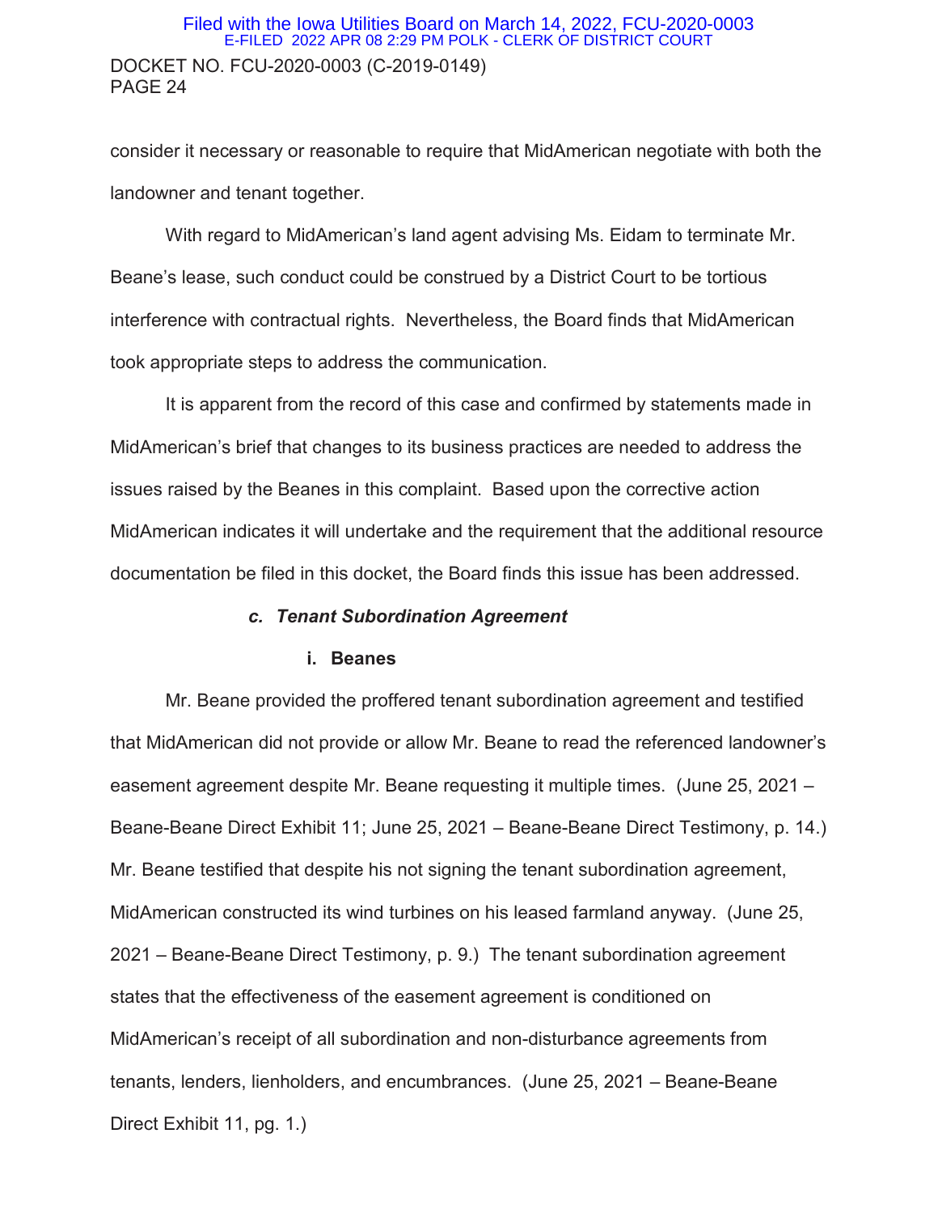consider it necessary or reasonable to require that MidAmerican negotiate with both the landowner and tenant together.

With regard to MidAmerican's land agent advising Ms. Eidam to terminate Mr. Beane's lease, such conduct could be construed by a District Court to be tortious interference with contractual rights. Nevertheless, the Board finds that MidAmerican took appropriate steps to address the communication.

It is apparent from the record of this case and confirmed by statements made in MidAmerican's brief that changes to its business practices are needed to address the issues raised by the Beanes in this complaint. Based upon the corrective action MidAmerican indicates it will undertake and the requirement that the additional resource documentation be filed in this docket, the Board finds this issue has been addressed.

### *c. Tenant Subordination Agreement*

#### i. Beanes

Mr. Beane provided the proffered tenant subordination agreement and testified that MidAmerican did not provide or allow Mr. Beane to read the referenced landowner's easement agreement despite Mr. Beane requesting it multiple times. (June 25, 2021 – Beane-Beane Direct Exhibit 11; June 25, 2021 – Beane-Beane Direct Testimony, p. 14.) Mr. Beane testified that despite his not signing the tenant subordination agreement, MidAmerican constructed its wind turbines on his leased farmland anyway. (June 25, 2021 – Beane-Beane Direct Testimony, p. 9.) The tenant subordination agreement states that the effectiveness of the easement agreement is conditioned on MidAmerican's receipt of all subordination and non-disturbance agreements from tenants, lenders, lienholders, and encumbrances. (June 25, 2021 – Beane-Beane Direct Exhibit 11, pg. 1.)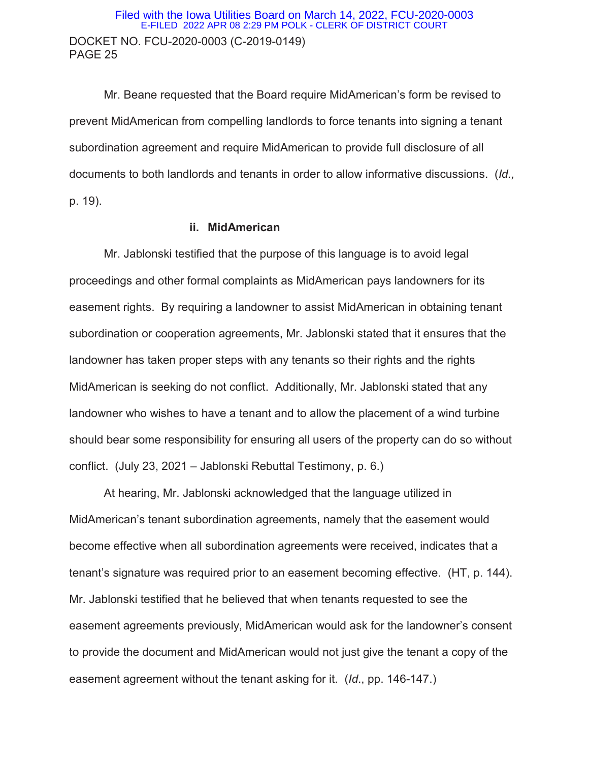Mr. Beane requested that the Board require MidAmerican's form be revised to prevent MidAmerican from compelling landlords to force tenants into signing a tenant subordination agreement and require MidAmerican to provide full disclosure of all documents to both landlords and tenants in order to allow informative discussions. (*Id.,* p. 19).

### ii. MidAmerican

Mr. Jablonski testified that the purpose of this language is to avoid legal proceedings and other formal complaints as MidAmerican pays landowners for its easement rights. By requiring a landowner to assist MidAmerican in obtaining tenant subordination or cooperation agreements, Mr. Jablonski stated that it ensures that the landowner has taken proper steps with any tenants so their rights and the rights MidAmerican is seeking do not conflict. Additionally, Mr. Jablonski stated that any landowner who wishes to have a tenant and to allow the placement of a wind turbine should bear some responsibility for ensuring all users of the property can do so without conflict. (July 23, 2021 – Jablonski Rebuttal Testimony, p. 6.)

At hearing, Mr. Jablonski acknowledged that the language utilized in MidAmerican's tenant subordination agreements, namely that the easement would become effective when all subordination agreements were received, indicates that a tenant's signature was required prior to an easement becoming effective. (HT, p. 144). Mr. Jablonski testified that he believed that when tenants requested to see the easement agreements previously, MidAmerican would ask for the landowner's consent to provide the document and MidAmerican would not just give the tenant a copy of the easement agreement without the tenant asking for it. (*Id.*, pp. 146-147.)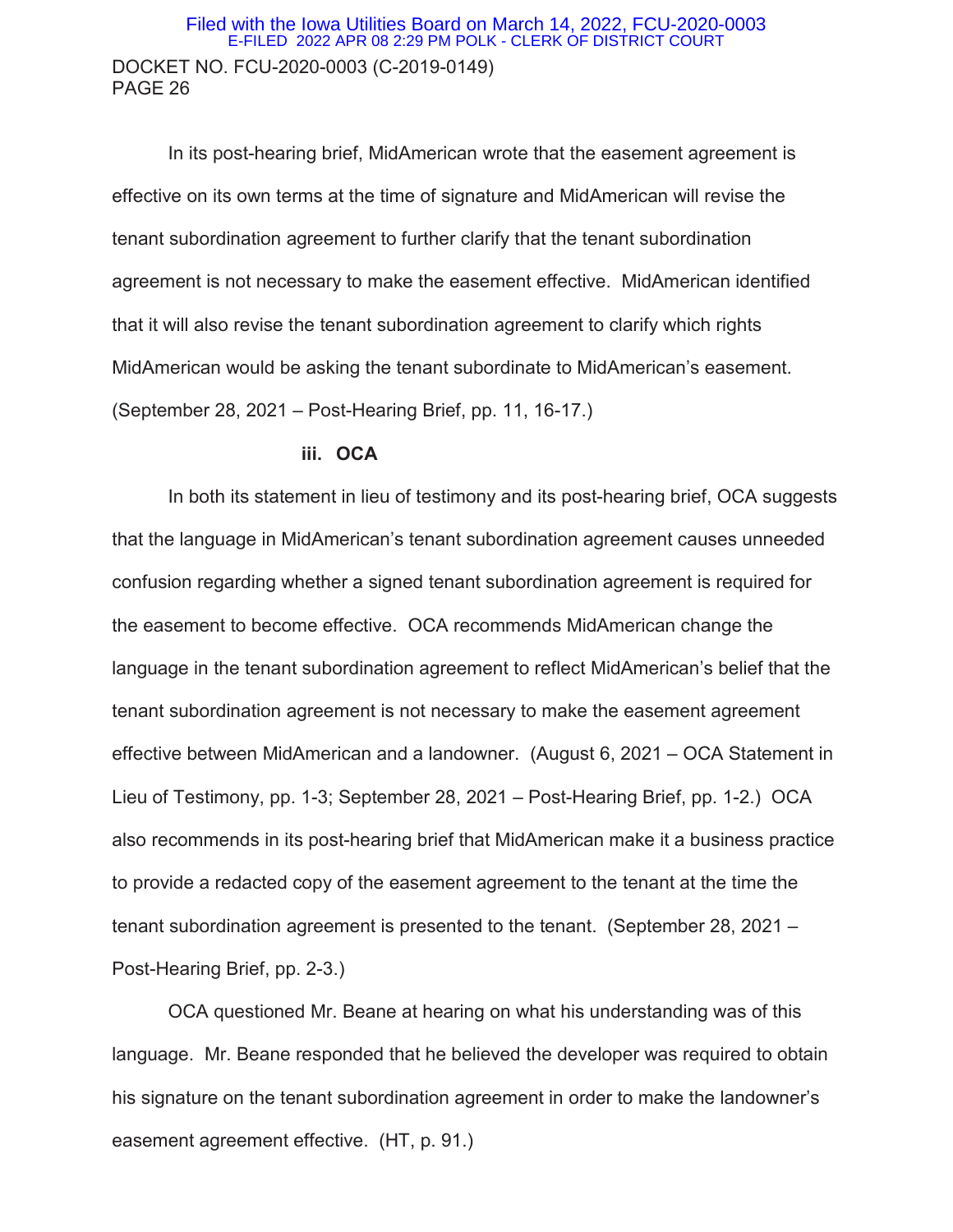In its post-hearing brief, MidAmerican wrote that the easement agreement is effective on its own terms at the time of signature and MidAmerican will revise the tenant subordination agreement to further clarify that the tenant subordination agreement is not necessary to make the easement effective. MidAmerican identified that it will also revise the tenant subordination agreement to clarify which rights MidAmerican would be asking the tenant subordinate to MidAmerican's easement. (September 28, 2021 – Post-Hearing Brief, pp. 11, 16-17.)

### iii. OCA

In both its statement in lieu of testimony and its post-hearing brief, OCA suggests that the language in MidAmerican's tenant subordination agreement causes unneeded confusion regarding whether a signed tenant subordination agreement is required for the easement to become effective. OCA recommends MidAmerican change the language in the tenant subordination agreement to reflect MidAmerican's belief that the tenant subordination agreement is not necessary to make the easement agreement effective between MidAmerican and a landowner. (August 6, 2021 – OCA Statement in Lieu of Testimony, pp. 1-3; September 28, 2021 – Post-Hearing Brief, pp. 1-2.) OCA also recommends in its post-hearing brief that MidAmerican make it a business practice to provide a redacted copy of the easement agreement to the tenant at the time the tenant subordination agreement is presented to the tenant. (September 28, 2021 – Post-Hearing Brief, pp. 2-3.)

OCA questioned Mr. Beane at hearing on what his understanding was of this language. Mr. Beane responded that he believed the developer was required to obtain his signature on the tenant subordination agreement in order to make the landowner's easement agreement effective. (HT, p. 91.)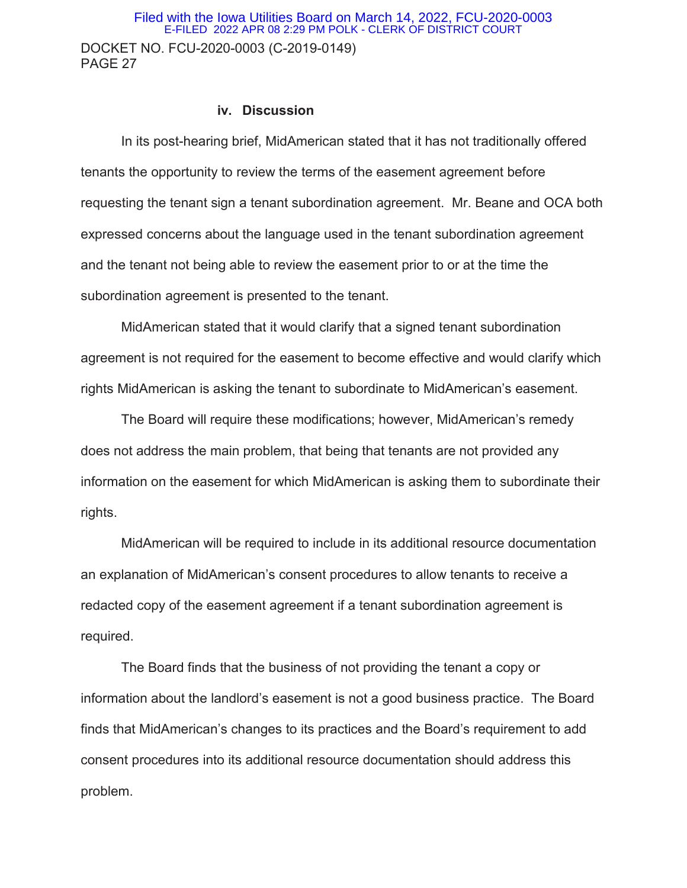### iv. Discussion

In its post-hearing brief, MidAmerican stated that it has not traditionally offered tenants the opportunity to review the terms of the easement agreement before requesting the tenant sign a tenant subordination agreement. Mr. Beane and OCA both expressed concerns about the language used in the tenant subordination agreement and the tenant not being able to review the easement prior to or at the time the subordination agreement is presented to the tenant.

MidAmerican stated that it would clarify that a signed tenant subordination agreement is not required for the easement to become effective and would clarify which rights MidAmerican is asking the tenant to subordinate to MidAmerican's easement.

The Board will require these modifications; however, MidAmerican's remedy does not address the main problem, that being that tenants are not provided any information on the easement for which MidAmerican is asking them to subordinate their rights.

MidAmerican will be required to include in its additional resource documentation an explanation of MidAmerican's consent procedures to allow tenants to receive a redacted copy of the easement agreement if a tenant subordination agreement is required.

The Board finds that the business of not providing the tenant a copy or information about the landlord's easement is not a good business practice. The Board finds that MidAmerican's changes to its practices and the Board's requirement to add consent procedures into its additional resource documentation should address this problem.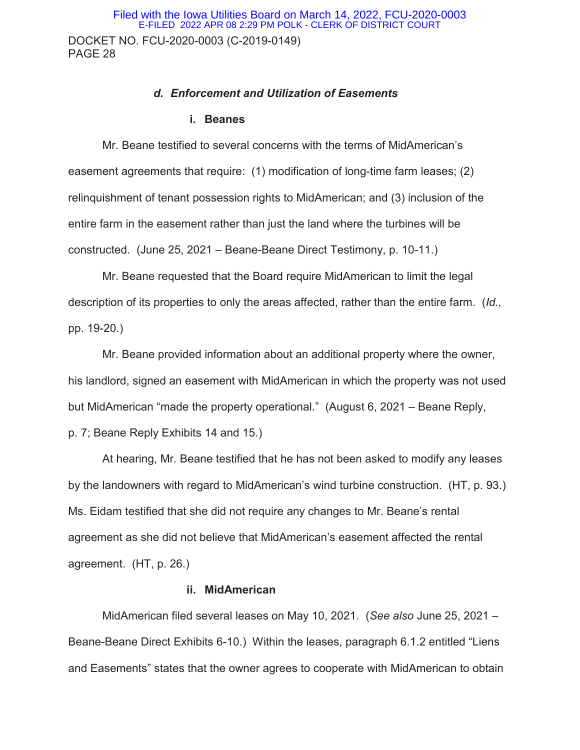### *d. Enforcement and Utilization of Easements*

#### i. Beanes

Mr. Beane testified to several concerns with the terms of MidAmerican's easement agreements that require: (1) modification of long-time farm leases; (2) relinquishment of tenant possession rights to MidAmerican; and (3) inclusion of the entire farm in the easement rather than just the land where the turbines will be constructed. (June 25, 2021 – Beane-Beane Direct Testimony, p. 10-11.)

Mr. Beane requested that the Board require MidAmerican to limit the legal description of its properties to only the areas affected, rather than the entire farm. (*Id.,* pp. 19-20.)

Mr. Beane provided information about an additional property where the owner, his landlord, signed an easement with MidAmerican in which the property was not used but MidAmerican "made the property operational." (August 6, 2021 – Beane Reply, p. 7; Beane Reply Exhibits 14 and 15.)

At hearing, Mr. Beane testified that he has not been asked to modify any leases by the landowners with regard to MidAmerican's wind turbine construction. (HT, p. 93.) Ms. Eidam testified that she did not require any changes to Mr. Beane's rental agreement as she did not believe that MidAmerican's easement affected the rental agreement. (HT, p. 26.)

#### ii. MidAmerican

MidAmerican filed several leases on May 10, 2021. (*See also* June 25, 2021 – Beane-Beane Direct Exhibits 6-10.) Within the leases, paragraph 6.1.2 entitled "Liens and Easements" states that the owner agrees to cooperate with MidAmerican to obtain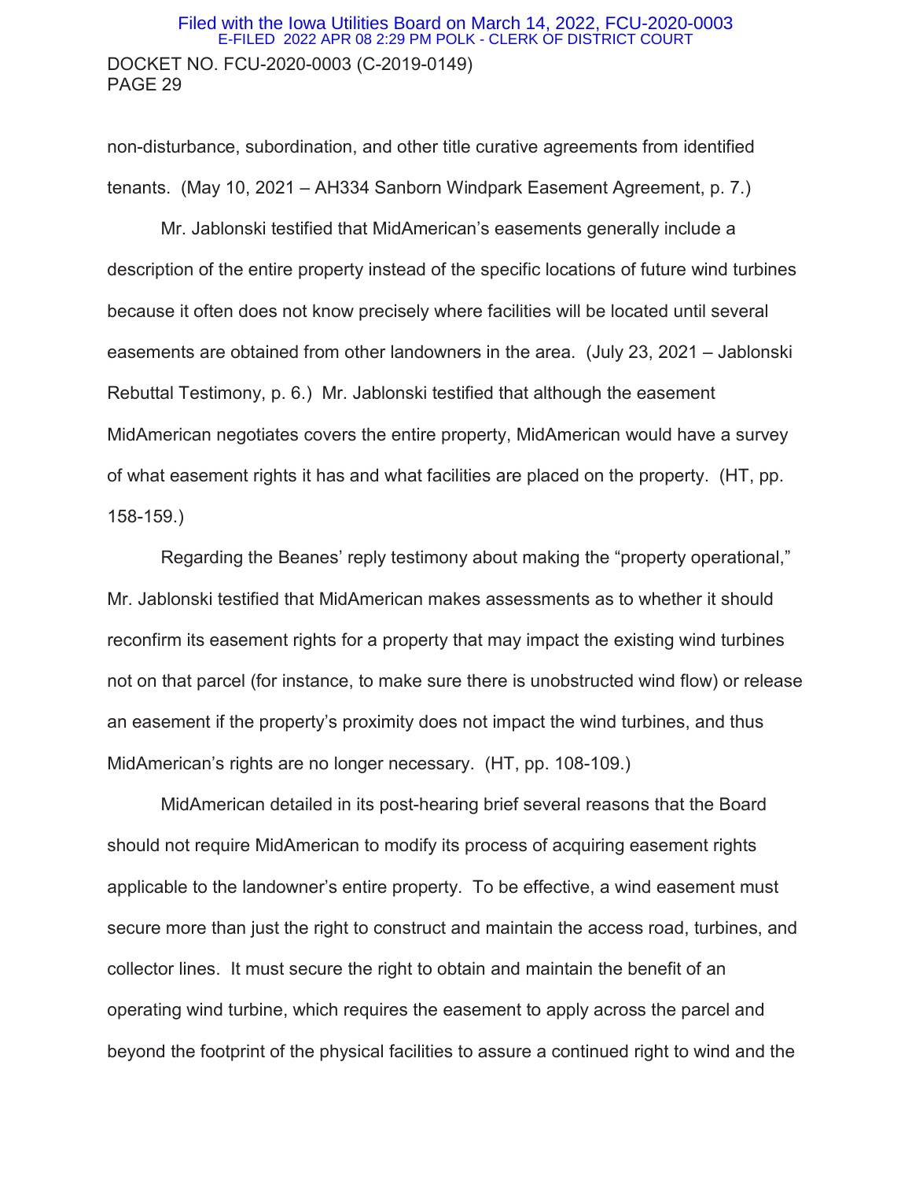non-disturbance, subordination, and other title curative agreements from identified tenants. (May 10, 2021 – AH334 Sanborn Windpark Easement Agreement, p. 7.)

Mr. Jablonski testified that MidAmerican's easements generally include a description of the entire property instead of the specific locations of future wind turbines because it often does not know precisely where facilities will be located until several easements are obtained from other landowners in the area. (July 23, 2021 – Jablonski Rebuttal Testimony, p. 6.) Mr. Jablonski testified that although the easement MidAmerican negotiates covers the entire property, MidAmerican would have a survey of what easement rights it has and what facilities are placed on the property. (HT, pp. 158-159.)

Regarding the Beanes' reply testimony about making the "property operational," Mr. Jablonski testified that MidAmerican makes assessments as to whether it should reconfirm its easement rights for a property that may impact the existing wind turbines not on that parcel (for instance, to make sure there is unobstructed wind flow) or release an easement if the property's proximity does not impact the wind turbines, and thus MidAmerican's rights are no longer necessary. (HT, pp. 108-109.)

MidAmerican detailed in its post-hearing brief several reasons that the Board should not require MidAmerican to modify its process of acquiring easement rights applicable to the landowner's entire property. To be effective, a wind easement must secure more than just the right to construct and maintain the access road, turbines, and collector lines. It must secure the right to obtain and maintain the benefit of an operating wind turbine, which requires the easement to apply across the parcel and beyond the footprint of the physical facilities to assure a continued right to wind and the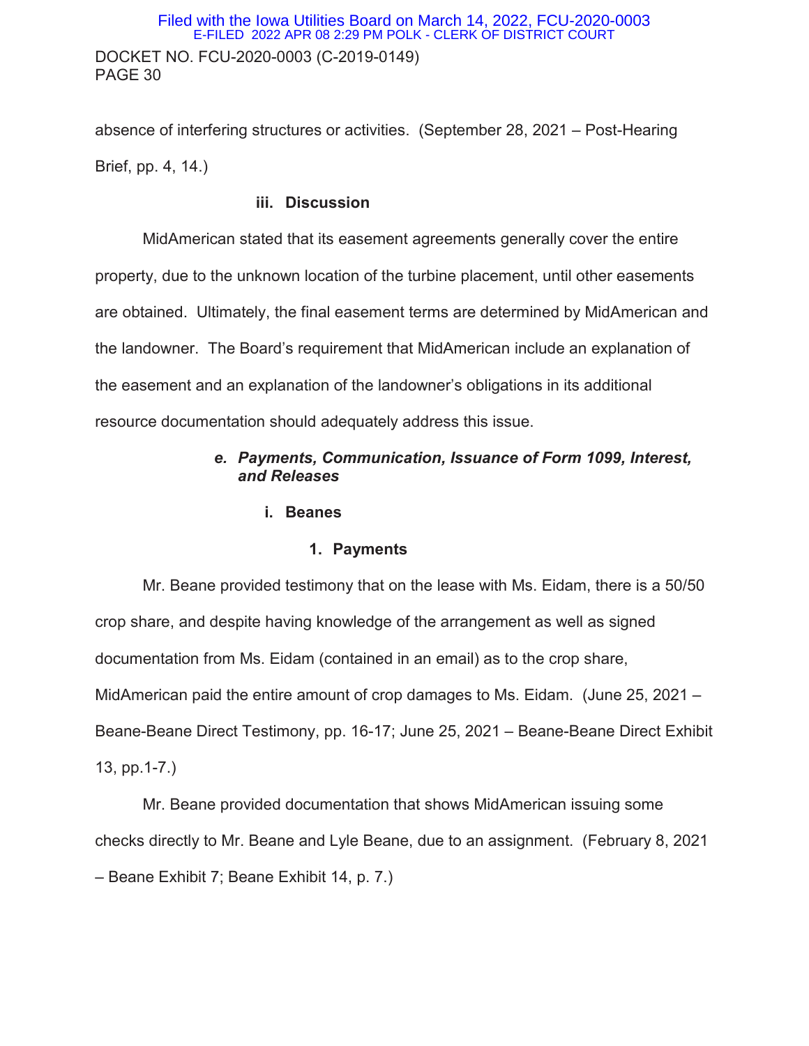absence of interfering structures or activities. (September 28, 2021 – Post-Hearing Brief, pp. 4, 14.)

### iii. Discussion

MidAmerican stated that its easement agreements generally cover the entire property, due to the unknown location of the turbine placement, until other easements are obtained. Ultimately, the final easement terms are determined by MidAmerican and the landowner. The Board's requirement that MidAmerican include an explanation of the easement and an explanation of the landowner's obligations in its additional resource documentation should adequately address this issue.

## *e. Payments, Communication, Issuance of Form 1099, Interest, and Releases*

### i. Beanes

#### 1. Payments

Mr. Beane provided testimony that on the lease with Ms. Eidam, there is a 50/50 crop share, and despite having knowledge of the arrangement as well as signed documentation from Ms. Eidam (contained in an email) as to the crop share, MidAmerican paid the entire amount of crop damages to Ms. Eidam. (June 25, 2021 – Beane-Beane Direct Testimony, pp. 16-17; June 25, 2021 – Beane-Beane Direct Exhibit 13, pp.1-7.)

Mr. Beane provided documentation that shows MidAmerican issuing some checks directly to Mr. Beane and Lyle Beane, due to an assignment. (February 8, 2021 – Beane Exhibit 7; Beane Exhibit 14, p. 7.)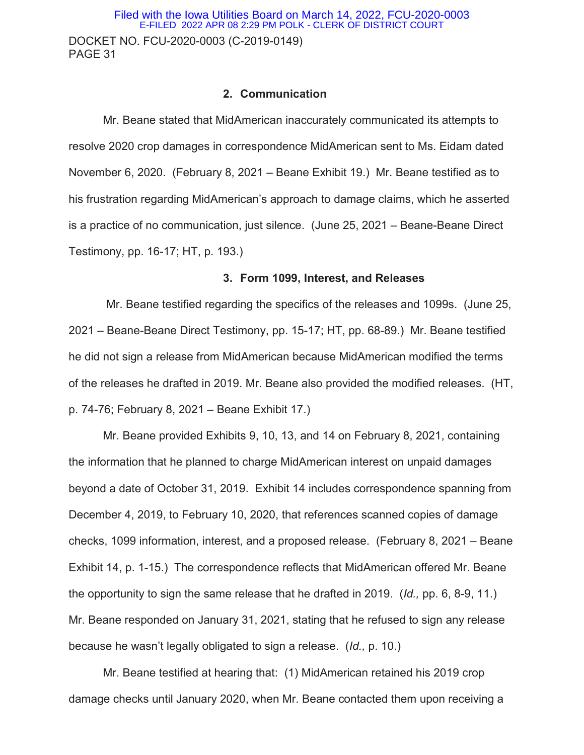### 2. Communication

Mr. Beane stated that MidAmerican inaccurately communicated its attempts to resolve 2020 crop damages in correspondence MidAmerican sent to Ms. Eidam dated November 6, 2020. (February 8, 2021 – Beane Exhibit 19.) Mr. Beane testified as to his frustration regarding MidAmerican's approach to damage claims, which he asserted is a practice of no communication, just silence. (June 25, 2021 – Beane-Beane Direct Testimony, pp. 16-17; HT, p. 193.)

### 3. Form 1099, Interest, and Releases

Mr. Beane testified regarding the specifics of the releases and 1099s. (June 25, 2021 – Beane-Beane Direct Testimony, pp. 15-17; HT, pp. 68-89.) Mr. Beane testified he did not sign a release from MidAmerican because MidAmerican modified the terms of the releases he drafted in 2019. Mr. Beane also provided the modified releases. (HT, p. 74-76; February 8, 2021 – Beane Exhibit 17.)

Mr. Beane provided Exhibits 9, 10, 13, and 14 on February 8, 2021, containing the information that he planned to charge MidAmerican interest on unpaid damages beyond a date of October 31, 2019. Exhibit 14 includes correspondence spanning from December 4, 2019, to February 10, 2020, that references scanned copies of damage checks, 1099 information, interest, and a proposed release. (February 8, 2021 – Beane Exhibit 14, p. 1-15.) The correspondence reflects that MidAmerican offered Mr. Beane the opportunity to sign the same release that he drafted in 2019. (*Id.,* pp. 6, 8-9, 11.) Mr. Beane responded on January 31, 2021, stating that he refused to sign any release because he wasn't legally obligated to sign a release. (*Id.,* p. 10.)

Mr. Beane testified at hearing that: (1) MidAmerican retained his 2019 crop damage checks until January 2020, when Mr. Beane contacted them upon receiving a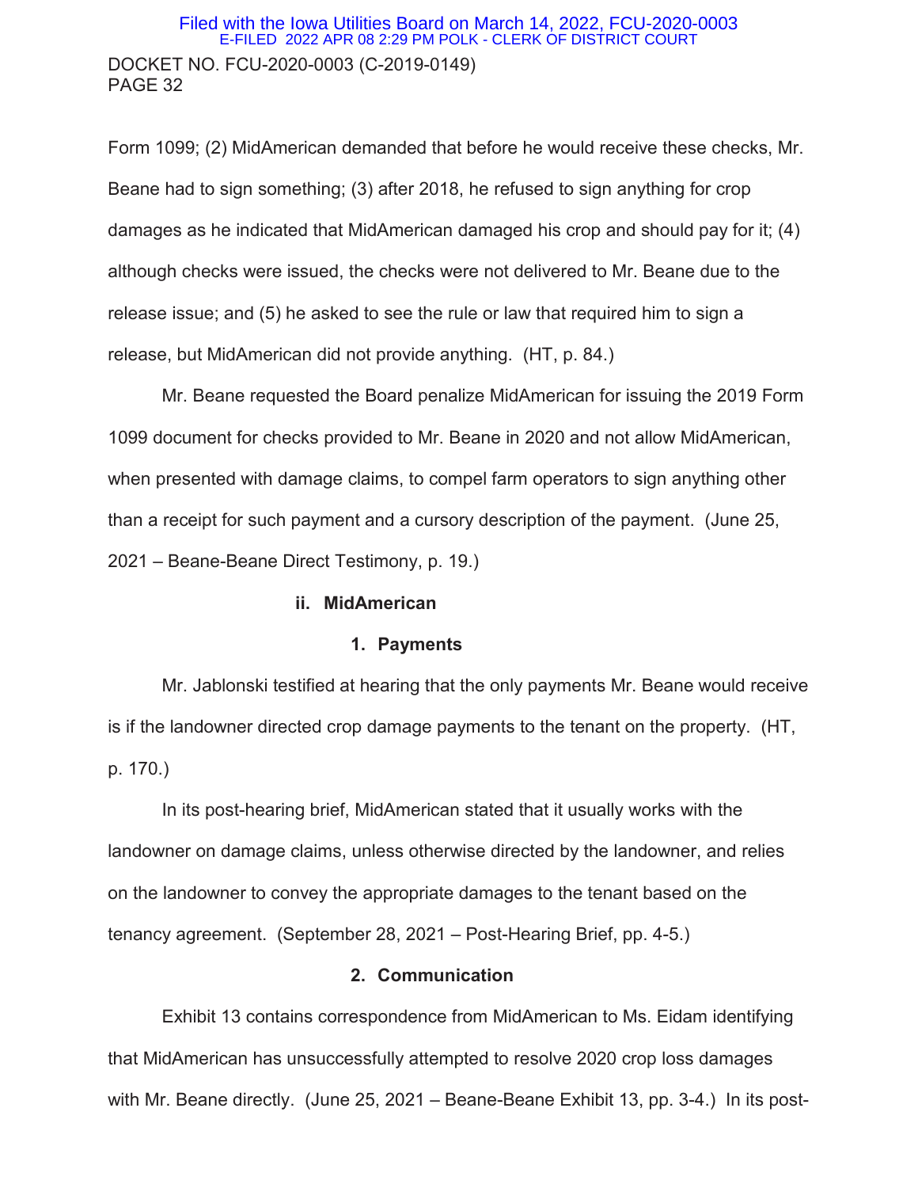Form 1099; (2) MidAmerican demanded that before he would receive these checks, Mr. Beane had to sign something; (3) after 2018, he refused to sign anything for crop damages as he indicated that MidAmerican damaged his crop and should pay for it; (4) although checks were issued, the checks were not delivered to Mr. Beane due to the release issue; and (5) he asked to see the rule or law that required him to sign a release, but MidAmerican did not provide anything. (HT, p. 84.)

Mr. Beane requested the Board penalize MidAmerican for issuing the 2019 Form 1099 document for checks provided to Mr. Beane in 2020 and not allow MidAmerican, when presented with damage claims, to compel farm operators to sign anything other than a receipt for such payment and a cursory description of the payment. (June 25, 2021 – Beane-Beane Direct Testimony, p. 19.)

**ii. MidAmerican**

**1. Payments**

Mr. Jablonski testified at hearing that the only payments Mr. Beane would receive is if the landowner directed crop damage payments to the tenant on the property. (HT, p. 170.)

In its post-hearing brief, MidAmerican stated that it usually works with the landowner on damage claims, unless otherwise directed by the landowner, and relies on the landowner to convey the appropriate damages to the tenant based on the tenancy agreement. (September 28, 2021 – Post-Hearing Brief, pp. 4-5.)

**2. Communication**

Exhibit 13 contains correspondence from MidAmerican to Ms. Eidam identifying that MidAmerican has unsuccessfully attempted to resolve 2020 crop loss damages with Mr. Beane directly. (June 25, 2021 – Beane-Beane Exhibit 13, pp. 3-4.) In its post-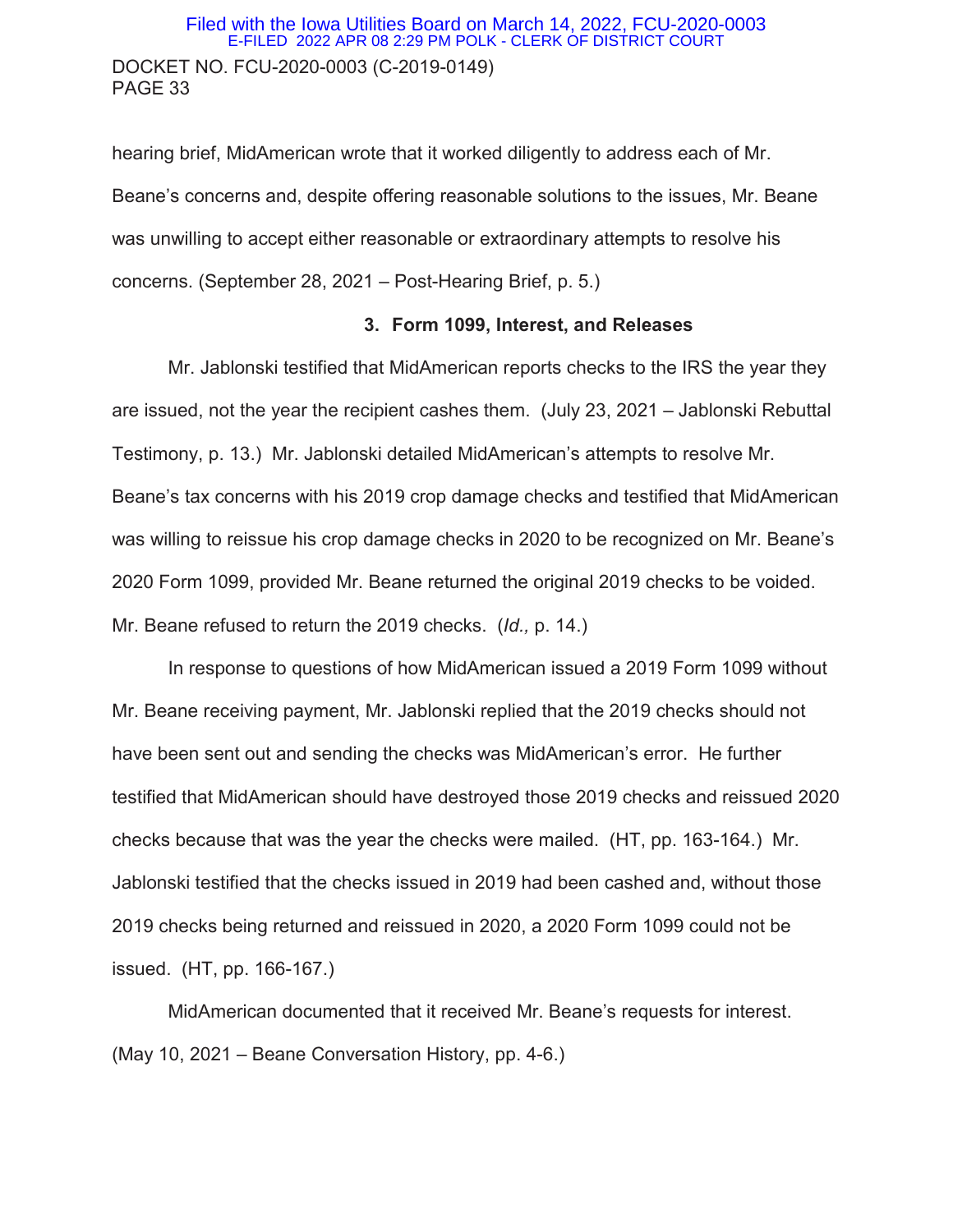hearing brief, MidAmerican wrote that it worked diligently to address each of Mr. Beane's concerns and, despite offering reasonable solutions to the issues, Mr. Beane was unwilling to accept either reasonable or extraordinary attempts to resolve his concerns. (September 28, 2021 – Post-Hearing Brief, p. 5.)

### 3. Form 1099, Interest, and Releases

Mr. Jablonski testified that MidAmerican reports checks to the IRS the year they are issued, not the year the recipient cashes them. (July 23, 2021 – Jablonski Rebuttal Testimony, p. 13.) Mr. Jablonski detailed MidAmerican's attempts to resolve Mr. Beane's tax concerns with his 2019 crop damage checks and testified that MidAmerican was willing to reissue his crop damage checks in 2020 to be recognized on Mr. Beane's 2020 Form 1099, provided Mr. Beane returned the original 2019 checks to be voided. Mr. Beane refused to return the 2019 checks. (*Id.,* p. 14.)

In response to questions of how MidAmerican issued a 2019 Form 1099 without Mr. Beane receiving payment, Mr. Jablonski replied that the 2019 checks should not have been sent out and sending the checks was MidAmerican's error. He further testified that MidAmerican should have destroyed those 2019 checks and reissued 2020 checks because that was the year the checks were mailed. (HT, pp. 163-164.) Mr. Jablonski testified that the checks issued in 2019 had been cashed and, without those 2019 checks being returned and reissued in 2020, a 2020 Form 1099 could not be issued. (HT, pp. 166-167.)

MidAmerican documented that it received Mr. Beane's requests for interest. (May 10, 2021 – Beane Conversation History, pp. 4-6.)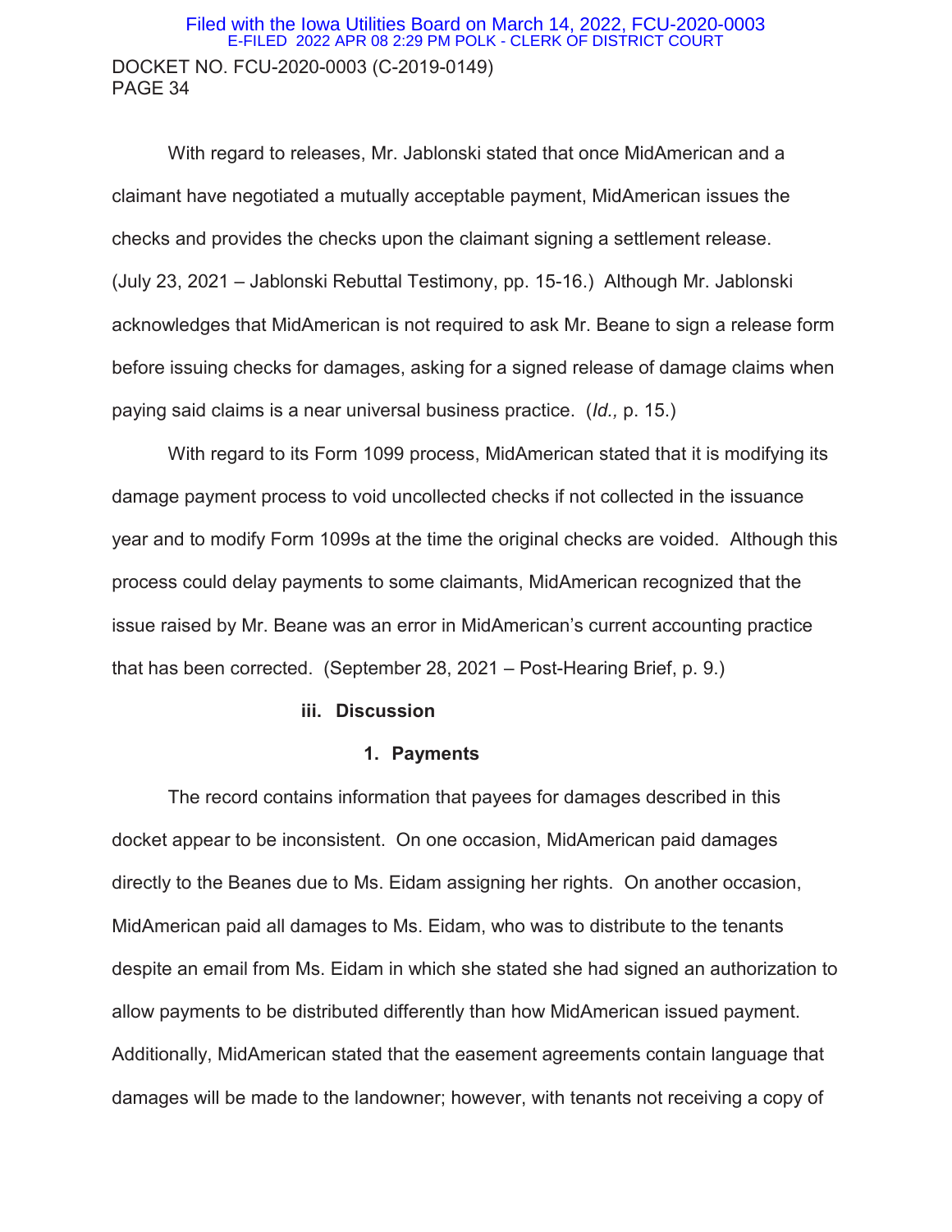With regard to releases, Mr. Jablonski stated that once MidAmerican and a claimant have negotiated a mutually acceptable payment, MidAmerican issues the checks and provides the checks upon the claimant signing a settlement release. (July 23, 2021 – Jablonski Rebuttal Testimony, pp. 15-16.) Although Mr. Jablonski acknowledges that MidAmerican is not required to ask Mr. Beane to sign a release form before issuing checks for damages, asking for a signed release of damage claims when paying said claims is a near universal business practice. (*Id.,* p. 15.)

With regard to its Form 1099 process, MidAmerican stated that it is modifying its damage payment process to void uncollected checks if not collected in the issuance year and to modify Form 1099s at the time the original checks are voided. Although this process could delay payments to some claimants, MidAmerican recognized that the issue raised by Mr. Beane was an error in MidAmerican's current accounting practice that has been corrected. (September 28, 2021 – Post-Hearing Brief, p. 9.)

### iii. Discussion

#### 1. Payments

The record contains information that payees for damages described in this docket appear to be inconsistent. On one occasion, MidAmerican paid damages directly to the Beanes due to Ms. Eidam assigning her rights. On another occasion, MidAmerican paid all damages to Ms. Eidam, who was to distribute to the tenants despite an email from Ms. Eidam in which she stated she had signed an authorization to allow payments to be distributed differently than how MidAmerican issued payment. Additionally, MidAmerican stated that the easement agreements contain language that damages will be made to the landowner; however, with tenants not receiving a copy of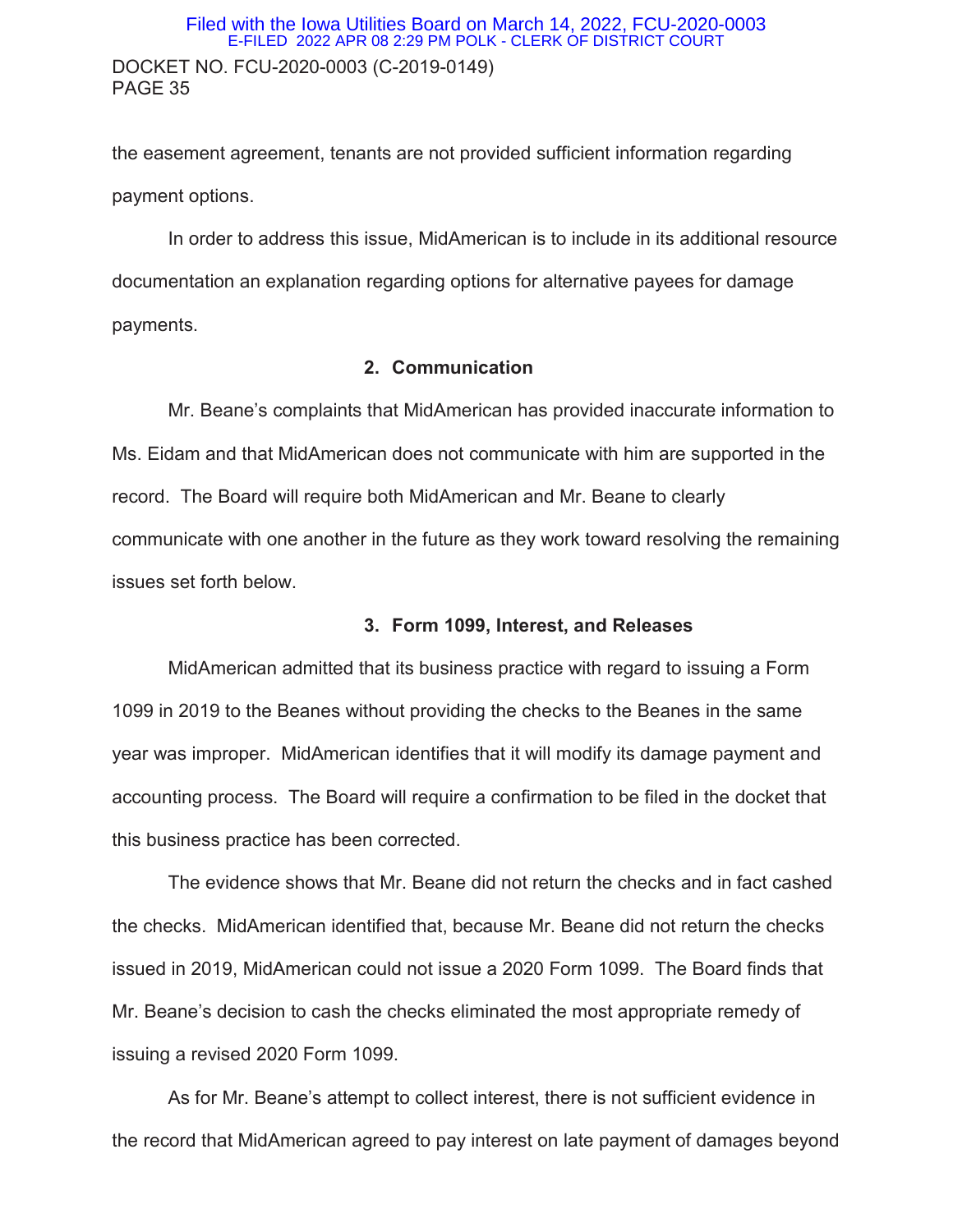the easement agreement, tenants are not provided sufficient information regarding payment options.

In order to address this issue, MidAmerican is to include in its additional resource documentation an explanation regarding options for alternative payees for damage payments.

**2. Communication**

Mr. Beane's complaints that MidAmerican has provided inaccurate information to Ms. Eidam and that MidAmerican does not communicate with him are supported in the record. The Board will require both MidAmerican and Mr. Beane to clearly communicate with one another in the future as they work toward resolving the remaining issues set forth below.

**3. Form 1099, Interest, and Releases**

MidAmerican admitted that its business practice with regard to issuing a Form 1099 in 2019 to the Beanes without providing the checks to the Beanes in the same year was improper. MidAmerican identifies that it will modify its damage payment and accounting process. The Board will require a confirmation to be filed in the docket that this business practice has been corrected.

The evidence shows that Mr. Beane did not return the checks and in fact cashed the checks. MidAmerican identified that, because Mr. Beane did not return the checks issued in 2019, MidAmerican could not issue a 2020 Form 1099. The Board finds that Mr. Beane's decision to cash the checks eliminated the most appropriate remedy of issuing a revised 2020 Form 1099.

As for Mr. Beane's attempt to collect interest, there is not sufficient evidence in the record that MidAmerican agreed to pay interest on late payment of damages beyond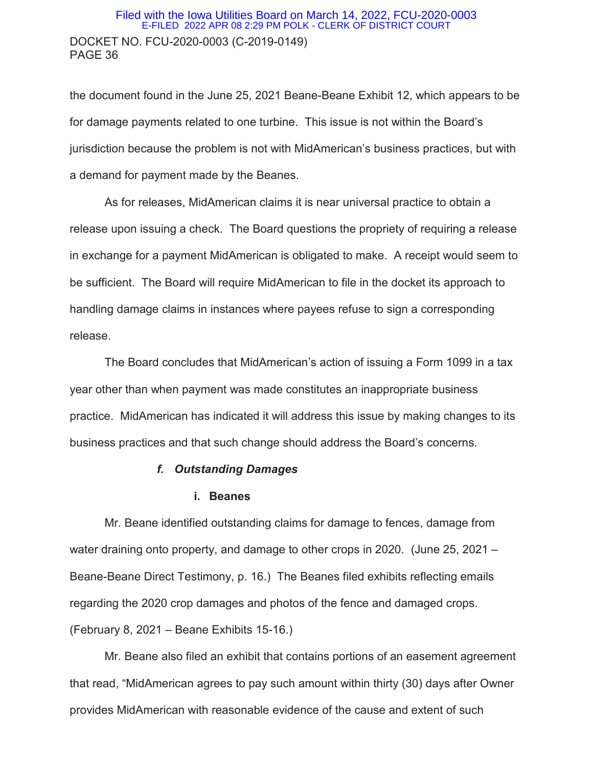the document found in the June 25, 2021 Beane-Beane Exhibit 12, which appears to be for damage payments related to one turbine. This issue is not within the Board's jurisdiction because the problem is not with MidAmerican's business practices, but with a demand for payment made by the Beanes.

As for releases, MidAmerican claims it is near universal practice to obtain a release upon issuing a check. The Board questions the propriety of requiring a release in exchange for a payment MidAmerican is obligated to make. A receipt would seem to be sufficient. The Board will require MidAmerican to file in the docket its approach to handling damage claims in instances where payees refuse to sign a corresponding release.

The Board concludes that MidAmerican's action of issuing a Form 1099 in a tax year other than when payment was made constitutes an inappropriate business practice. MidAmerican has indicated it will address this issue by making changes to its business practices and that such change should address the Board's concerns.

#### *f. Outstanding Damages*

##### i. Beanes

Mr. Beane identified outstanding claims for damage to fences, damage from water draining onto property, and damage to other crops in 2020. (June 25, 2021 – Beane-Beane Direct Testimony, p. 16.) The Beanes filed exhibits reflecting emails regarding the 2020 crop damages and photos of the fence and damaged crops. (February 8, 2021 – Beane Exhibits 15-16.)

Mr. Beane also filed an exhibit that contains portions of an easement agreement that read, "MidAmerican agrees to pay such amount within thirty (30) days after Owner provides MidAmerican with reasonable evidence of the cause and extent of such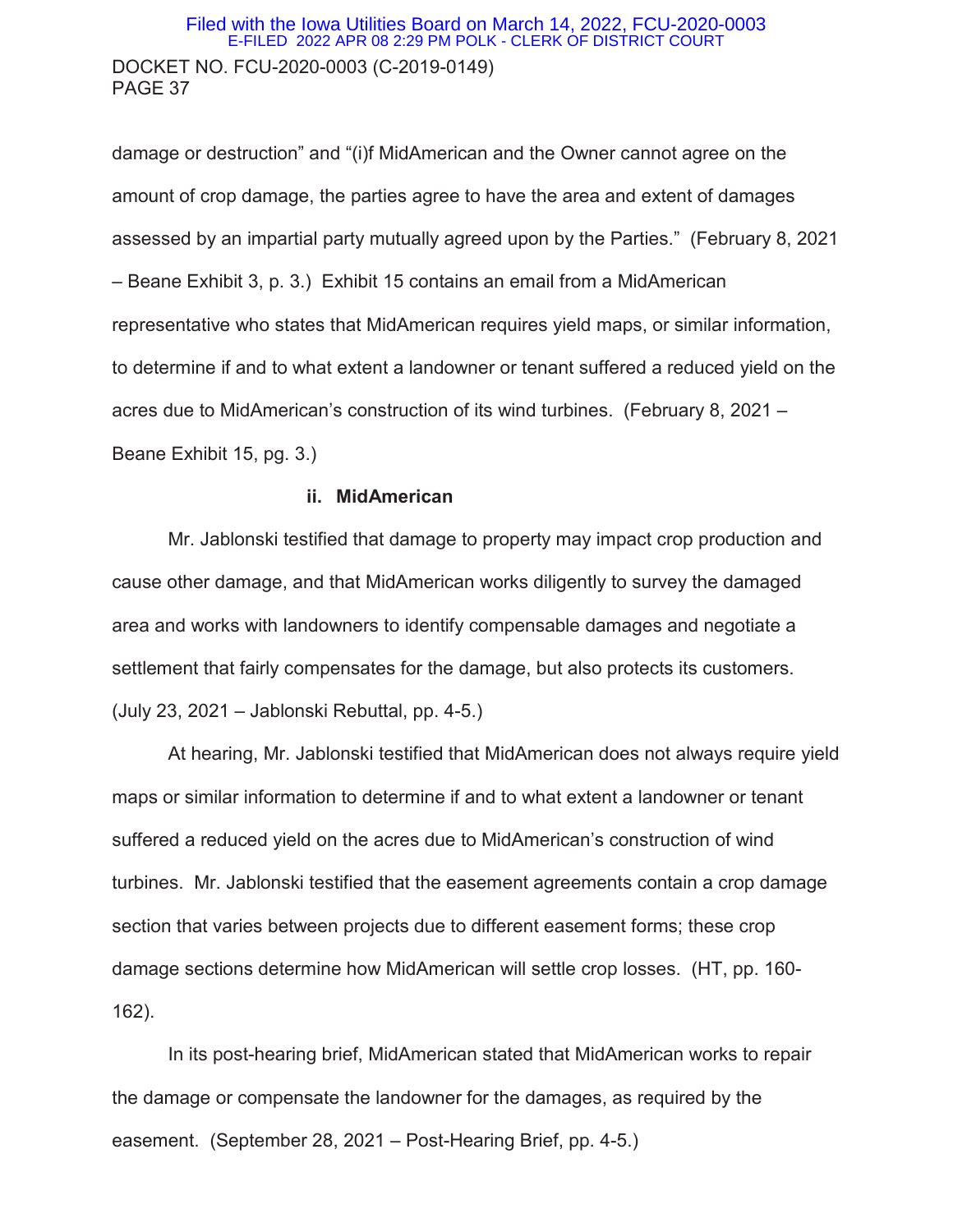damage or destruction" and "(i)f MidAmerican and the Owner cannot agree on the amount of crop damage, the parties agree to have the area and extent of damages assessed by an impartial party mutually agreed upon by the Parties." (February 8, 2021 – Beane Exhibit 3, p. 3.) Exhibit 15 contains an email from a MidAmerican representative who states that MidAmerican requires yield maps, or similar information, to determine if and to what extent a landowner or tenant suffered a reduced yield on the acres due to MidAmerican's construction of its wind turbines. (February 8, 2021 – Beane Exhibit 15, pg. 3.)

**ii. MidAmerican**

Mr. Jablonski testified that damage to property may impact crop production and cause other damage, and that MidAmerican works diligently to survey the damaged area and works with landowners to identify compensable damages and negotiate a settlement that fairly compensates for the damage, but also protects its customers. (July 23, 2021 – Jablonski Rebuttal, pp. 4-5.)

At hearing, Mr. Jablonski testified that MidAmerican does not always require yield maps or similar information to determine if and to what extent a landowner or tenant suffered a reduced yield on the acres due to MidAmerican's construction of wind turbines. Mr. Jablonski testified that the easement agreements contain a crop damage section that varies between projects due to different easement forms; these crop damage sections determine how MidAmerican will settle crop losses. (HT, pp. 160-162).

In its post-hearing brief, MidAmerican stated that MidAmerican works to repair the damage or compensate the landowner for the damages, as required by the easement. (September 28, 2021 – Post-Hearing Brief, pp. 4-5.)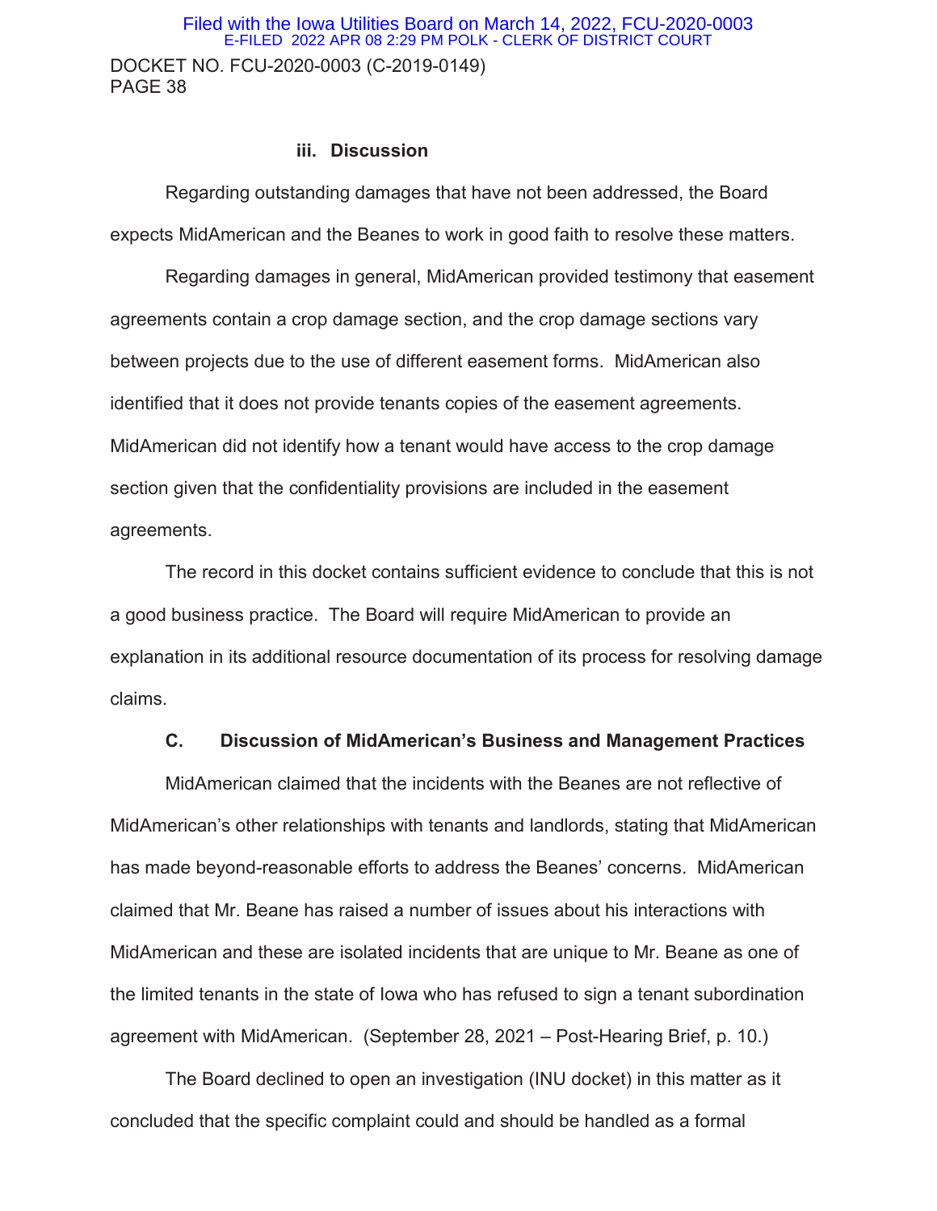### iii. Discussion

Regarding outstanding damages that have not been addressed, the Board expects MidAmerican and the Beanes to work in good faith to resolve these matters.

Regarding damages in general, MidAmerican provided testimony that easement agreements contain a crop damage section, and the crop damage sections vary between projects due to the use of different easement forms. MidAmerican also identified that it does not provide tenants copies of the easement agreements. MidAmerican did not identify how a tenant would have access to the crop damage section given that the confidentiality provisions are included in the easement agreements.

The record in this docket contains sufficient evidence to conclude that this is not a good business practice. The Board will require MidAmerican to provide an explanation in its additional resource documentation of its process for resolving damage claims.

## C. Discussion of MidAmerican's Business and Management Practices

MidAmerican claimed that the incidents with the Beanes are not reflective of MidAmerican's other relationships with tenants and landlords, stating that MidAmerican has made beyond-reasonable efforts to address the Beanes' concerns. MidAmerican claimed that Mr. Beane has raised a number of issues about his interactions with MidAmerican and these are isolated incidents that are unique to Mr. Beane as one of the limited tenants in the state of Iowa who has refused to sign a tenant subordination agreement with MidAmerican. (September 28, 2021 – Post-Hearing Brief, p. 10.)

The Board declined to open an investigation (INU docket) in this matter as it concluded that the specific complaint could and should be handled as a formal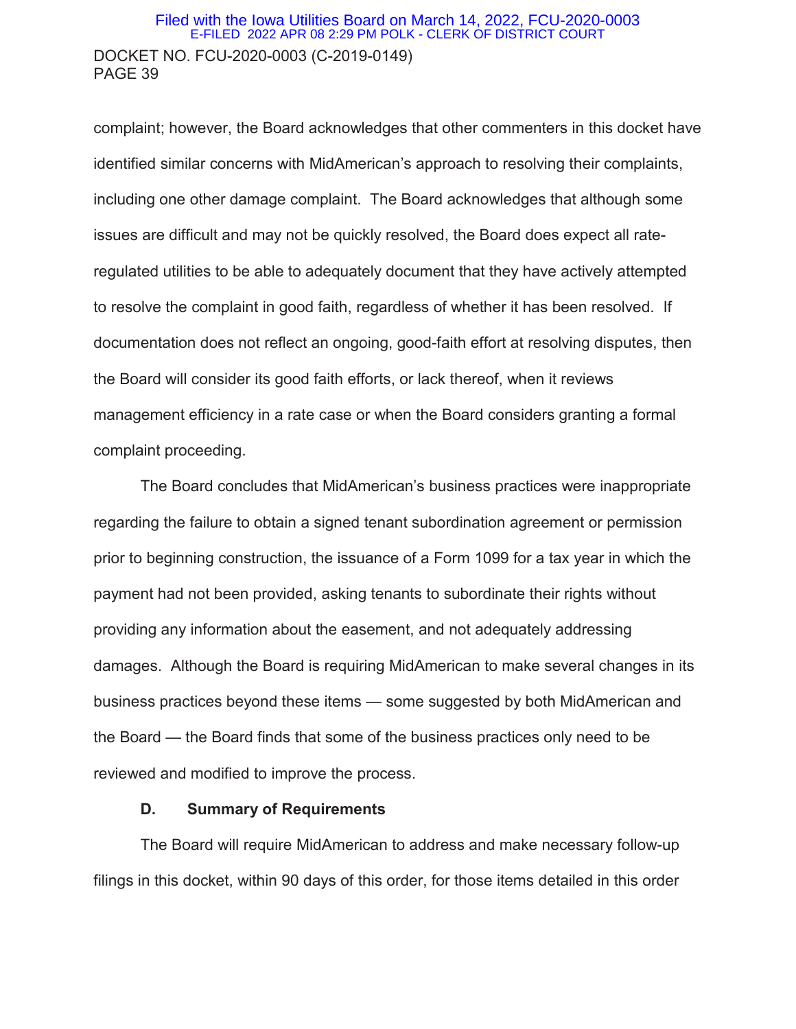complaint; however, the Board acknowledges that other commenters in this docket have identified similar concerns with MidAmerican's approach to resolving their complaints, including one other damage complaint. The Board acknowledges that although some issues are difficult and may not be quickly resolved, the Board does expect all rate-regulated utilities to be able to adequately document that they have actively attempted to resolve the complaint in good faith, regardless of whether it has been resolved. If documentation does not reflect an ongoing, good-faith effort at resolving disputes, then the Board will consider its good faith efforts, or lack thereof, when it reviews management efficiency in a rate case or when the Board considers granting a formal complaint proceeding.

The Board concludes that MidAmerican's business practices were inappropriate regarding the failure to obtain a signed tenant subordination agreement or permission prior to beginning construction, the issuance of a Form 1099 for a tax year in which the payment had not been provided, asking tenants to subordinate their rights without providing any information about the easement, and not adequately addressing damages. Although the Board is requiring MidAmerican to make several changes in its business practices beyond these items — some suggested by both MidAmerican and the Board — the Board finds that some of the business practices only need to be reviewed and modified to improve the process.

### D. Summary of Requirements

The Board will require MidAmerican to address and make necessary follow-up filings in this docket, within 90 days of this order, for those items detailed in this order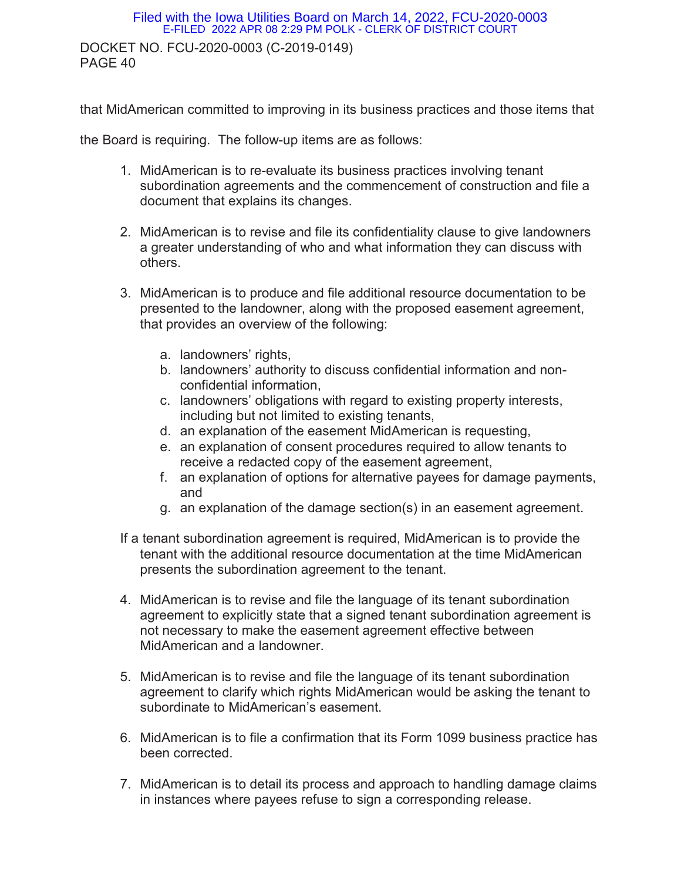that MidAmerican committed to improving in its business practices and those items that the Board is requiring. The follow-up items are as follows:

1. MidAmerican is to re-evaluate its business practices involving tenant subordination agreements and the commencement of construction and file a document that explains its changes.

2. MidAmerican is to revise and file its confidentiality clause to give landowners a greater understanding of who and what information they can discuss with others.

3. MidAmerican is to produce and file additional resource documentation to be presented to the landowner, along with the proposed easement agreement, that provides an overview of the following:

   a. landowners' rights,
   b. landowners' authority to discuss confidential information and non-confidential information,
   c. landowners' obligations with regard to existing property interests, including but not limited to existing tenants,
   d. an explanation of the easement MidAmerican is requesting,
   e. an explanation of consent procedures required to allow tenants to receive a redacted copy of the easement agreement,
   f. an explanation of options for alternative payees for damage payments, and
   g. an explanation of the damage section(s) in an easement agreement.

   If a tenant subordination agreement is required, MidAmerican is to provide the tenant with the additional resource documentation at the time MidAmerican presents the subordination agreement to the tenant.

4. MidAmerican is to revise and file the language of its tenant subordination agreement to explicitly state that a signed tenant subordination agreement is not necessary to make the easement agreement effective between MidAmerican and a landowner.

5. MidAmerican is to revise and file the language of its tenant subordination agreement to clarify which rights MidAmerican would be asking the tenant to subordinate to MidAmerican's easement.

6. MidAmerican is to file a confirmation that its Form 1099 business practice has been corrected.

7. MidAmerican is to detail its process and approach to handling damage claims in instances where payees refuse to sign a corresponding release.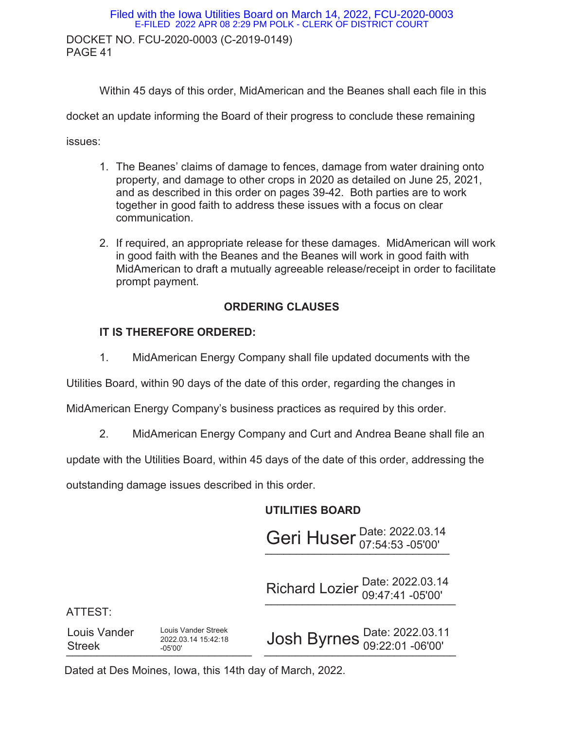Within 45 days of this order, MidAmerican and the Beanes shall each file in this docket an update informing the Board of their progress to conclude these remaining issues:

1. The Beanes' claims of damage to fences, damage from water draining onto property, and damage to other crops in 2020 as detailed on June 25, 2021, and as described in this order on pages 39-42. Both parties are to work together in good faith to address these issues with a focus on clear communication.
2. If required, an appropriate release for these damages. MidAmerican will work in good faith with the Beanes and the Beanes will work in good faith with MidAmerican to draft a mutually agreeable release/receipt in order to facilitate prompt payment.

**ORDERING CLAUSES**

**IT IS THEREFORE ORDERED:**

1. MidAmerican Energy Company shall file updated documents with the Utilities Board, within 90 days of the date of this order, regarding the changes in MidAmerican Energy Company's business practices as required by this order.

2. MidAmerican Energy Company and Curt and Andrea Beane shall file an update with the Utilities Board, within 45 days of the date of this order, addressing the outstanding damage issues described in this order.

**UTILITIES BOARD**

Geri Huser Date: 2022.03.14 07:54:53 -05'00'

Richard Lozier Date: 2022.03.14 09:47:41 -05'00'

ATTEST:

Louis Vander Streek — Louis Vander Streek 2022.03.14 15:42:18 -05'00'

Josh Byrnes Date: 2022.03.11 09:22:01 -06'00'

Dated at Des Moines, Iowa, this 14th day of March, 2022.